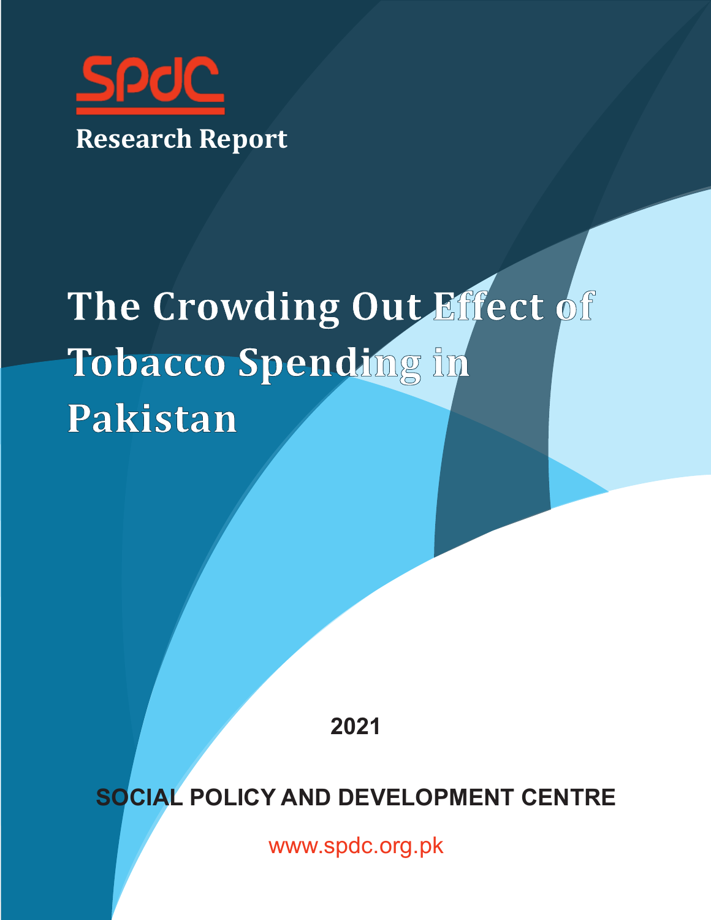SPDC

Research Report

# The Crowding Out Effect of Tobacco Spending in Pakistan

2021

**SOCIAL POLICY AND DEVELOPMENT CENTRE**

www.spdc.org.pk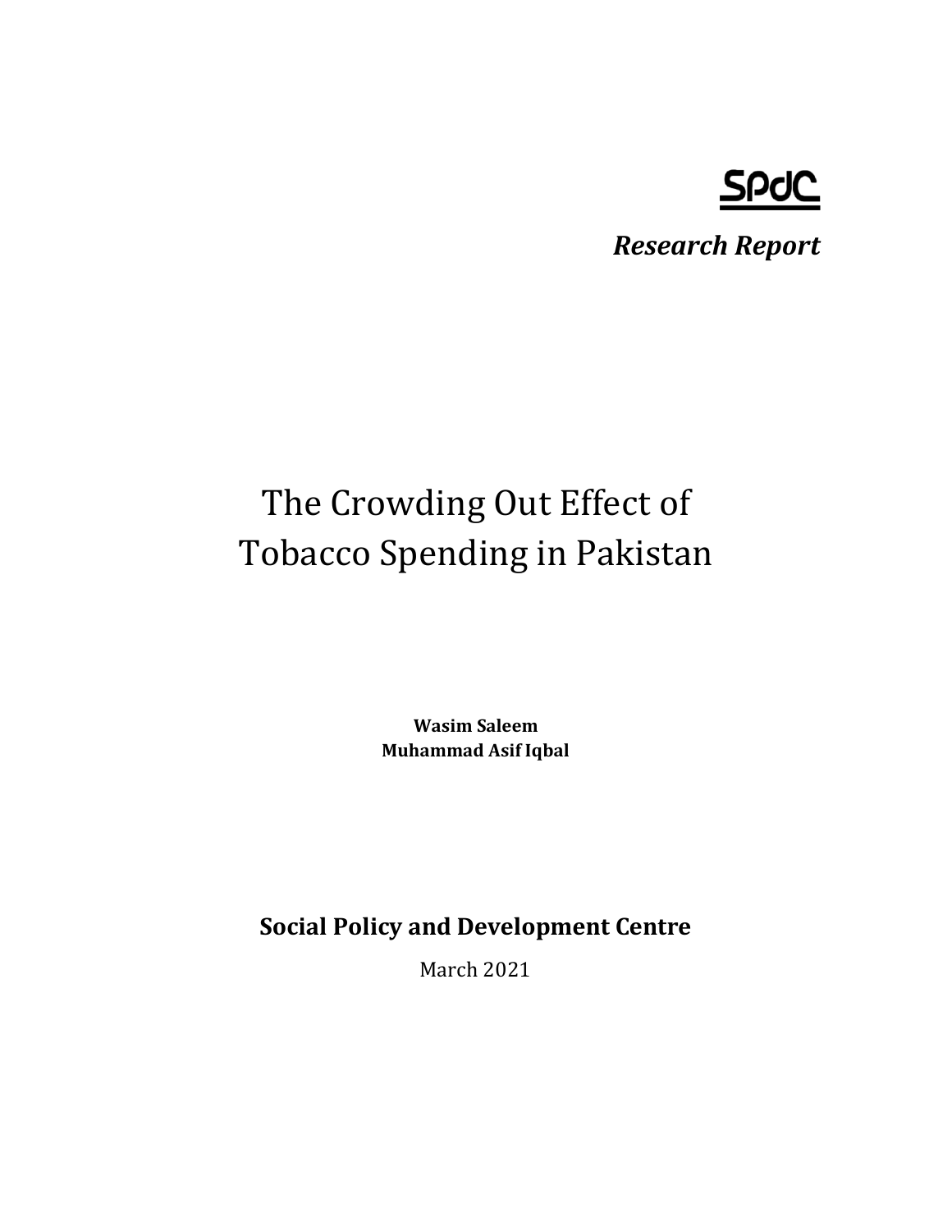**SPDC**

***Research Report***

# The Crowding Out Effect of Tobacco Spending in Pakistan

**Wasim Saleem**
**Muhammad Asif Iqbal**

**Social Policy and Development Centre**

March 2021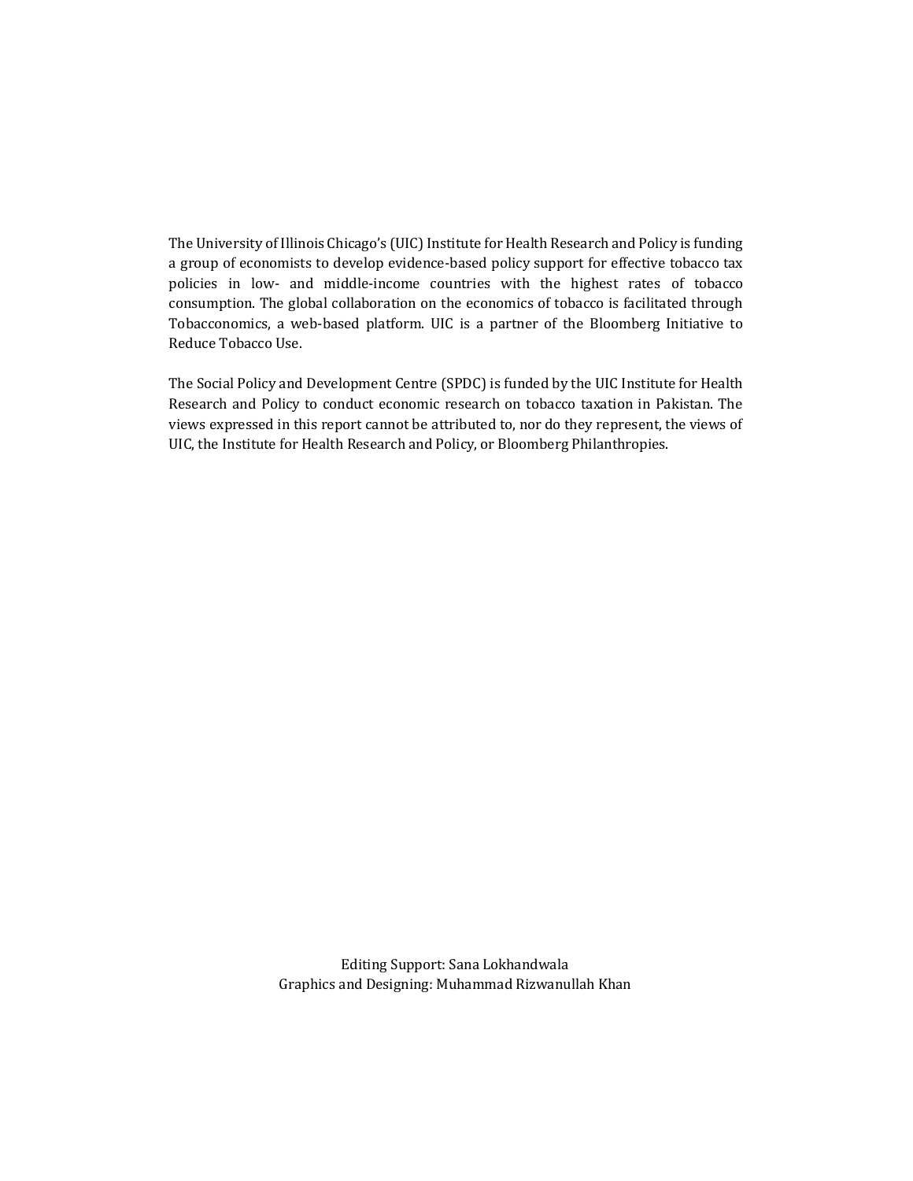The University of Illinois Chicago's (UIC) Institute for Health Research and Policy is funding a group of economists to develop evidence-based policy support for effective tobacco tax policies in low- and middle-income countries with the highest rates of tobacco consumption. The global collaboration on the economics of tobacco is facilitated through Tobacconomics, a web-based platform. UIC is a partner of the Bloomberg Initiative to Reduce Tobacco Use.

The Social Policy and Development Centre (SPDC) is funded by the UIC Institute for Health Research and Policy to conduct economic research on tobacco taxation in Pakistan. The views expressed in this report cannot be attributed to, nor do they represent, the views of UIC, the Institute for Health Research and Policy, or Bloomberg Philanthropies.

Editing Support: Sana Lokhandwala
Graphics and Designing: Muhammad Rizwanullah Khan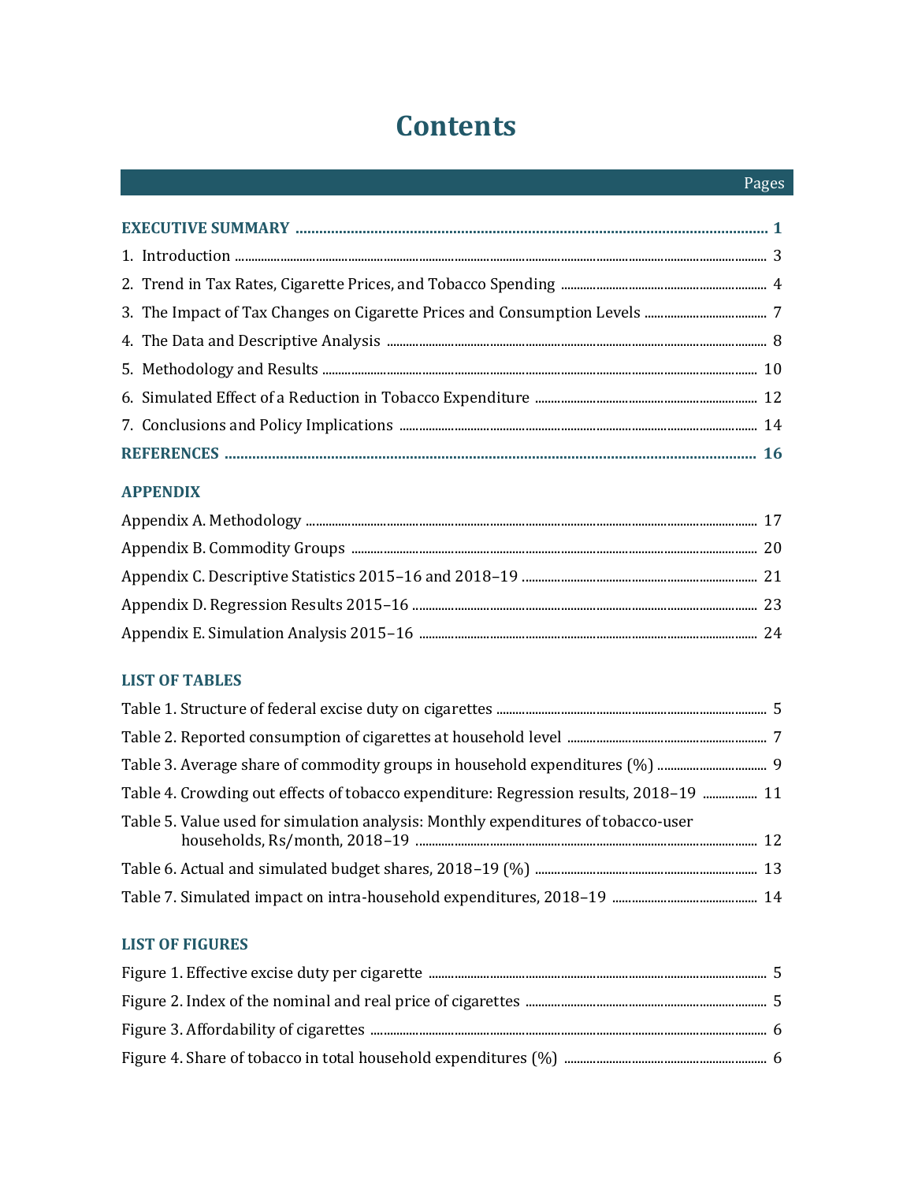# Contents

| | Pages |
|---|---|
| **EXECUTIVE SUMMARY** | **1** |
| 1. Introduction | 3 |
| 2. Trend in Tax Rates, Cigarette Prices, and Tobacco Spending | 4 |
| 3. The Impact of Tax Changes on Cigarette Prices and Consumption Levels | 7 |
| 4. The Data and Descriptive Analysis | 8 |
| 5. Methodology and Results | 10 |
| 6. Simulated Effect of a Reduction in Tobacco Expenditure | 12 |
| 7. Conclusions and Policy Implications | 14 |
| **REFERENCES** | **16** |

## APPENDIX

| | |
|---|---|
| Appendix A. Methodology | 17 |
| Appendix B. Commodity Groups | 20 |
| Appendix C. Descriptive Statistics 2015–16 and 2018–19 | 21 |
| Appendix D. Regression Results 2015–16 | 23 |
| Appendix E. Simulation Analysis 2015–16 | 24 |

## LIST OF TABLES

| | |
|---|---|
| Table 1. Structure of federal excise duty on cigarettes | 5 |
| Table 2. Reported consumption of cigarettes at household level | 7 |
| Table 3. Average share of commodity groups in household expenditures (%) | 9 |
| Table 4. Crowding out effects of tobacco expenditure: Regression results, 2018–19 | 11 |
| Table 5. Value used for simulation analysis: Monthly expenditures of tobacco-user households, Rs/month, 2018–19 | 12 |
| Table 6. Actual and simulated budget shares, 2018–19 (%) | 13 |
| Table 7. Simulated impact on intra-household expenditures, 2018–19 | 14 |

## LIST OF FIGURES

| | |
|---|---|
| Figure 1. Effective excise duty per cigarette | 5 |
| Figure 2. Index of the nominal and real price of cigarettes | 5 |
| Figure 3. Affordability of cigarettes | 6 |
| Figure 4. Share of tobacco in total household expenditures (%) | 6 |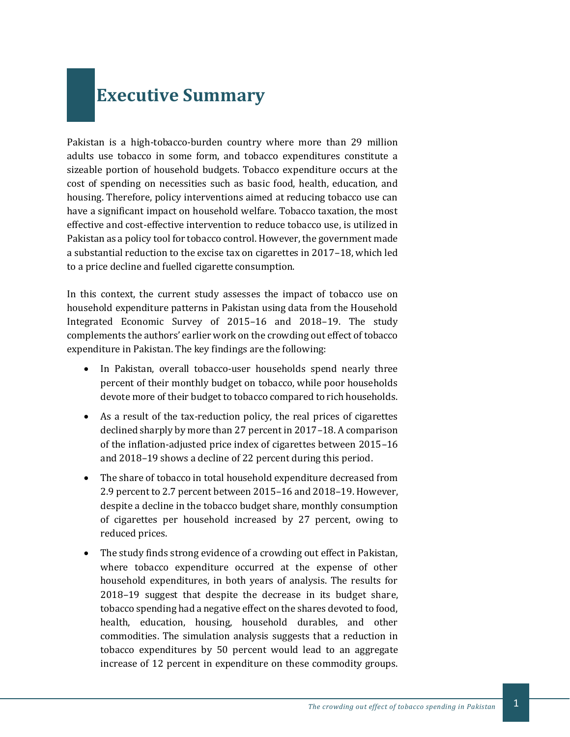# Executive Summary

Pakistan is a high-tobacco-burden country where more than 29 million adults use tobacco in some form, and tobacco expenditures constitute a sizeable portion of household budgets. Tobacco expenditure occurs at the cost of spending on necessities such as basic food, health, education, and housing. Therefore, policy interventions aimed at reducing tobacco use can have a significant impact on household welfare. Tobacco taxation, the most effective and cost-effective intervention to reduce tobacco use, is utilized in Pakistan as a policy tool for tobacco control. However, the government made a substantial reduction to the excise tax on cigarettes in 2017–18, which led to a price decline and fuelled cigarette consumption.

In this context, the current study assesses the impact of tobacco use on household expenditure patterns in Pakistan using data from the Household Integrated Economic Survey of 2015–16 and 2018–19. The study complements the authors' earlier work on the crowding out effect of tobacco expenditure in Pakistan. The key findings are the following:

- In Pakistan, overall tobacco-user households spend nearly three percent of their monthly budget on tobacco, while poor households devote more of their budget to tobacco compared to rich households.
- As a result of the tax-reduction policy, the real prices of cigarettes declined sharply by more than 27 percent in 2017–18. A comparison of the inflation-adjusted price index of cigarettes between 2015–16 and 2018–19 shows a decline of 22 percent during this period.
- The share of tobacco in total household expenditure decreased from 2.9 percent to 2.7 percent between 2015–16 and 2018–19. However, despite a decline in the tobacco budget share, monthly consumption of cigarettes per household increased by 27 percent, owing to reduced prices.
- The study finds strong evidence of a crowding out effect in Pakistan, where tobacco expenditure occurred at the expense of other household expenditures, in both years of analysis. The results for 2018–19 suggest that despite the decrease in its budget share, tobacco spending had a negative effect on the shares devoted to food, health, education, housing, household durables, and other commodities. The simulation analysis suggests that a reduction in tobacco expenditures by 50 percent would lead to an aggregate increase of 12 percent in expenditure on these commodity groups.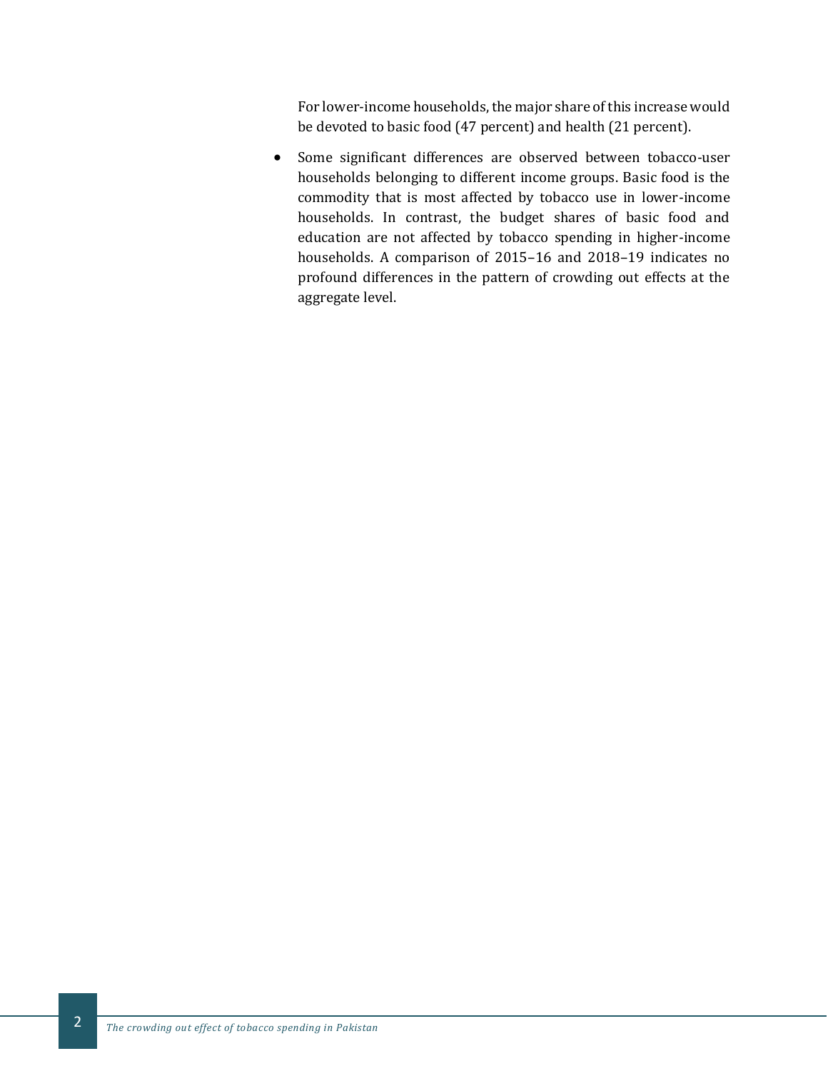For lower-income households, the major share of this increase would be devoted to basic food (47 percent) and health (21 percent).

- Some significant differences are observed between tobacco-user households belonging to different income groups. Basic food is the commodity that is most affected by tobacco use in lower-income households. In contrast, the budget shares of basic food and education are not affected by tobacco spending in higher-income households. A comparison of 2015–16 and 2018–19 indicates no profound differences in the pattern of crowding out effects at the aggregate level.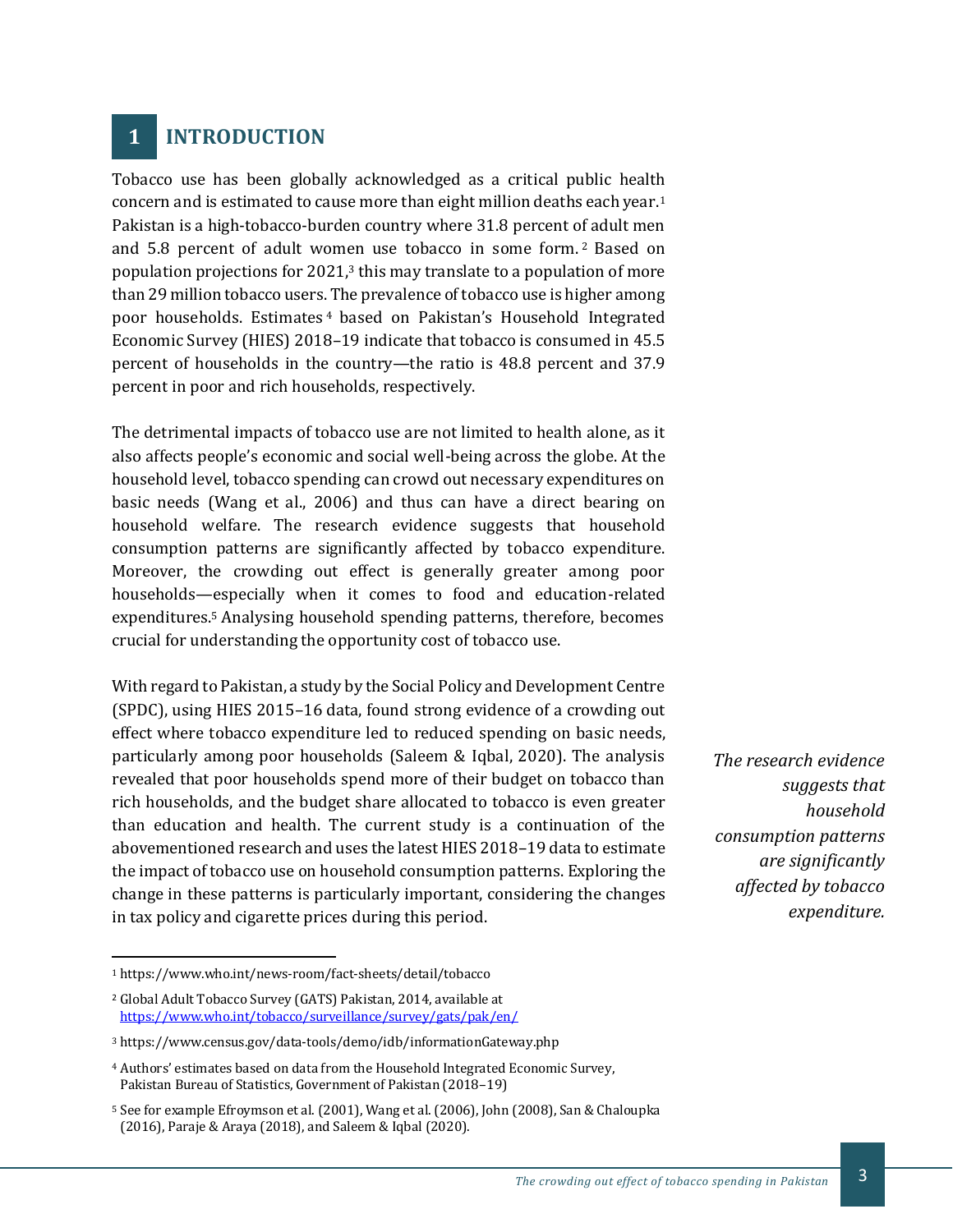# 1 INTRODUCTION

Tobacco use has been globally acknowledged as a critical public health concern and is estimated to cause more than eight million deaths each year.[1] Pakistan is a high-tobacco-burden country where 31.8 percent of adult men and 5.8 percent of adult women use tobacco in some form.[2] Based on population projections for 2021,[3] this may translate to a population of more than 29 million tobacco users. The prevalence of tobacco use is higher among poor households. Estimates[4] based on Pakistan's Household Integrated Economic Survey (HIES) 2018–19 indicate that tobacco is consumed in 45.5 percent of households in the country—the ratio is 48.8 percent and 37.9 percent in poor and rich households, respectively.

The detrimental impacts of tobacco use are not limited to health alone, as it also affects people's economic and social well-being across the globe. At the household level, tobacco spending can crowd out necessary expenditures on basic needs (Wang et al., 2006) and thus can have a direct bearing on household welfare. The research evidence suggests that household consumption patterns are significantly affected by tobacco expenditure. Moreover, the crowding out effect is generally greater among poor households—especially when it comes to food and education-related expenditures.[5] Analysing household spending patterns, therefore, becomes crucial for understanding the opportunity cost of tobacco use.

With regard to Pakistan, a study by the Social Policy and Development Centre (SPDC), using HIES 2015–16 data, found strong evidence of a crowding out effect where tobacco expenditure led to reduced spending on basic needs, particularly among poor households (Saleem & Iqbal, 2020). The analysis revealed that poor households spend more of their budget on tobacco than rich households, and the budget share allocated to tobacco is even greater than education and health. The current study is a continuation of the abovementioned research and uses the latest HIES 2018–19 data to estimate the impact of tobacco use on household consumption patterns. Exploring the change in these patterns is particularly important, considering the changes in tax policy and cigarette prices during this period.

*The research evidence suggests that household consumption patterns are significantly affected by tobacco expenditure.*

---

[1] https://www.who.int/news-room/fact-sheets/detail/tobacco

[2] Global Adult Tobacco Survey (GATS) Pakistan, 2014, available at https://www.who.int/tobacco/surveillance/survey/gats/pak/en/

[3] https://www.census.gov/data-tools/demo/idb/informationGateway.php

[4] Authors' estimates based on data from the Household Integrated Economic Survey, Pakistan Bureau of Statistics, Government of Pakistan (2018–19)

[5] See for example Efroymson et al. (2001), Wang et al. (2006), John (2008), San & Chaloupka (2016), Paraje & Araya (2018), and Saleem & Iqbal (2020).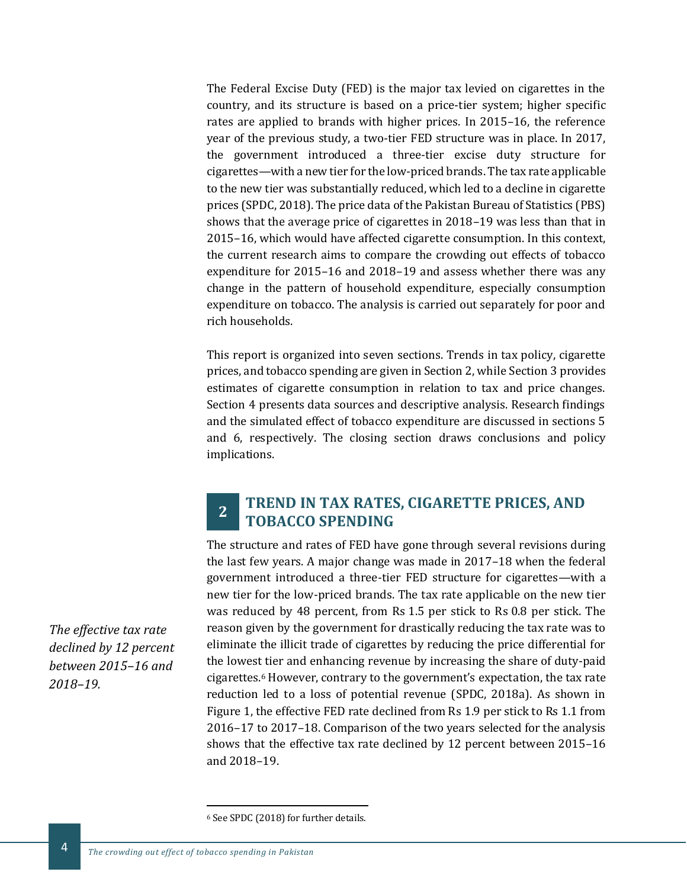The Federal Excise Duty (FED) is the major tax levied on cigarettes in the country, and its structure is based on a price-tier system; higher specific rates are applied to brands with higher prices. In 2015–16, the reference year of the previous study, a two-tier FED structure was in place. In 2017, the government introduced a three-tier excise duty structure for cigarettes—with a new tier for the low-priced brands. The tax rate applicable to the new tier was substantially reduced, which led to a decline in cigarette prices (SPDC, 2018). The price data of the Pakistan Bureau of Statistics (PBS) shows that the average price of cigarettes in 2018–19 was less than that in 2015–16, which would have affected cigarette consumption. In this context, the current research aims to compare the crowding out effects of tobacco expenditure for 2015–16 and 2018–19 and assess whether there was any change in the pattern of household expenditure, especially consumption expenditure on tobacco. The analysis is carried out separately for poor and rich households.

This report is organized into seven sections. Trends in tax policy, cigarette prices, and tobacco spending are given in Section 2, while Section 3 provides estimates of cigarette consumption in relation to tax and price changes. Section 4 presents data sources and descriptive analysis. Research findings and the simulated effect of tobacco expenditure are discussed in sections 5 and 6, respectively. The closing section draws conclusions and policy implications.

## 2 TREND IN TAX RATES, CIGARETTE PRICES, AND TOBACCO SPENDING

*The effective tax rate declined by 12 percent between 2015–16 and 2018–19.*

The structure and rates of FED have gone through several revisions during the last few years. A major change was made in 2017–18 when the federal government introduced a three-tier FED structure for cigarettes—with a new tier for the low-priced brands. The tax rate applicable on the new tier was reduced by 48 percent, from Rs 1.5 per stick to Rs 0.8 per stick. The reason given by the government for drastically reducing the tax rate was to eliminate the illicit trade of cigarettes by reducing the price differential for the lowest tier and enhancing revenue by increasing the share of duty-paid cigarettes.[6] However, contrary to the government's expectation, the tax rate reduction led to a loss of potential revenue (SPDC, 2018a). As shown in Figure 1, the effective FED rate declined from Rs 1.9 per stick to Rs 1.1 from 2016–17 to 2017–18. Comparison of the two years selected for the analysis shows that the effective tax rate declined by 12 percent between 2015–16 and 2018–19.

[6] See SPDC (2018) for further details.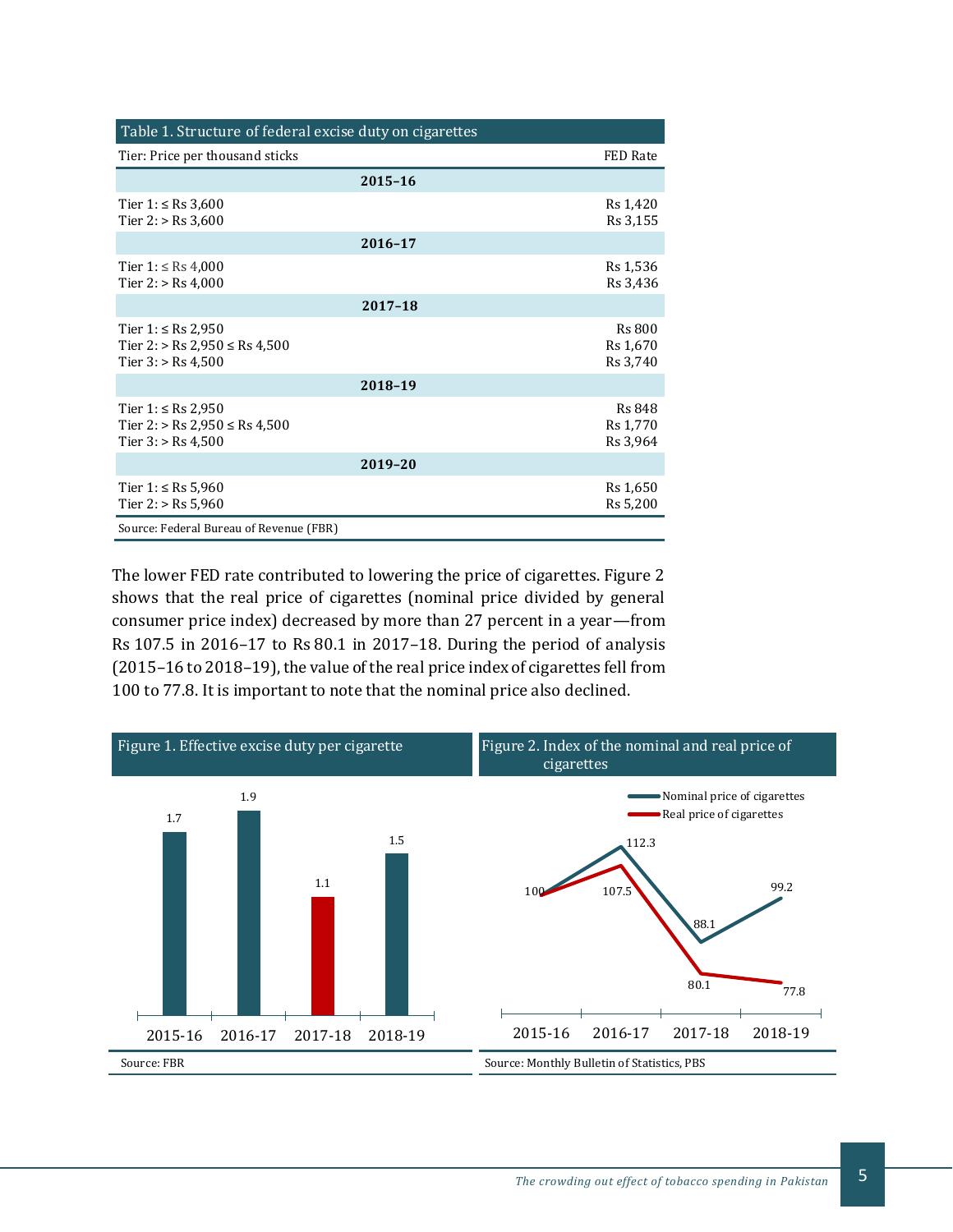Table 1. Structure of federal excise duty on cigarettes

| Tier: Price per thousand sticks | FED Rate |
|---|---|
| **2015–16** | |
| Tier 1: ≤ Rs 3,600 | Rs 1,420 |
| Tier 2: > Rs 3,600 | Rs 3,155 |
| **2016–17** | |
| Tier 1: ≤ Rs 4,000 | Rs 1,536 |
| Tier 2: > Rs 4,000 | Rs 3,436 |
| **2017–18** | |
| Tier 1: ≤ Rs 2,950 | Rs 800 |
| Tier 2: > Rs 2,950 ≤ Rs 4,500 | Rs 1,670 |
| Tier 3: > Rs 4,500 | Rs 3,740 |
| **2018–19** | |
| Tier 1: ≤ Rs 2,950 | Rs 848 |
| Tier 2: > Rs 2,950 ≤ Rs 4,500 | Rs 1,770 |
| Tier 3: > Rs 4,500 | Rs 3,964 |
| **2019–20** | |
| Tier 1: ≤ Rs 5,960 | Rs 1,650 |
| Tier 2: > Rs 5,960 | Rs 5,200 |

Source: Federal Bureau of Revenue (FBR)

The lower FED rate contributed to lowering the price of cigarettes. Figure 2 shows that the real price of cigarettes (nominal price divided by general consumer price index) decreased by more than 27 percent in a year—from Rs 107.5 in 2016–17 to Rs 80.1 in 2017–18. During the period of analysis (2015–16 to 2018–19), the value of the real price index of cigarettes fell from 100 to 77.8. It is important to note that the nominal price also declined.

Figure 1. Effective excise duty per cigarette

| Year | Effective excise duty per cigarette |
|---|---|
| 2015-16 | 1.7 |
| 2016-17 | 1.9 |
| 2017-18 | 1.1 |
| 2018-19 | 1.5 |

Source: FBR

Figure 2. Index of the nominal and real price of cigarettes

| Year | Nominal price of cigarettes | Real price of cigarettes |
|---|---|---|
| 2015-16 | 100 | 100 |
| 2016-17 | 112.3 | 107.5 |
| 2017-18 | 88.1 | 80.1 |
| 2018-19 | 99.2 | 77.8 |

Source: Monthly Bulletin of Statistics, PBS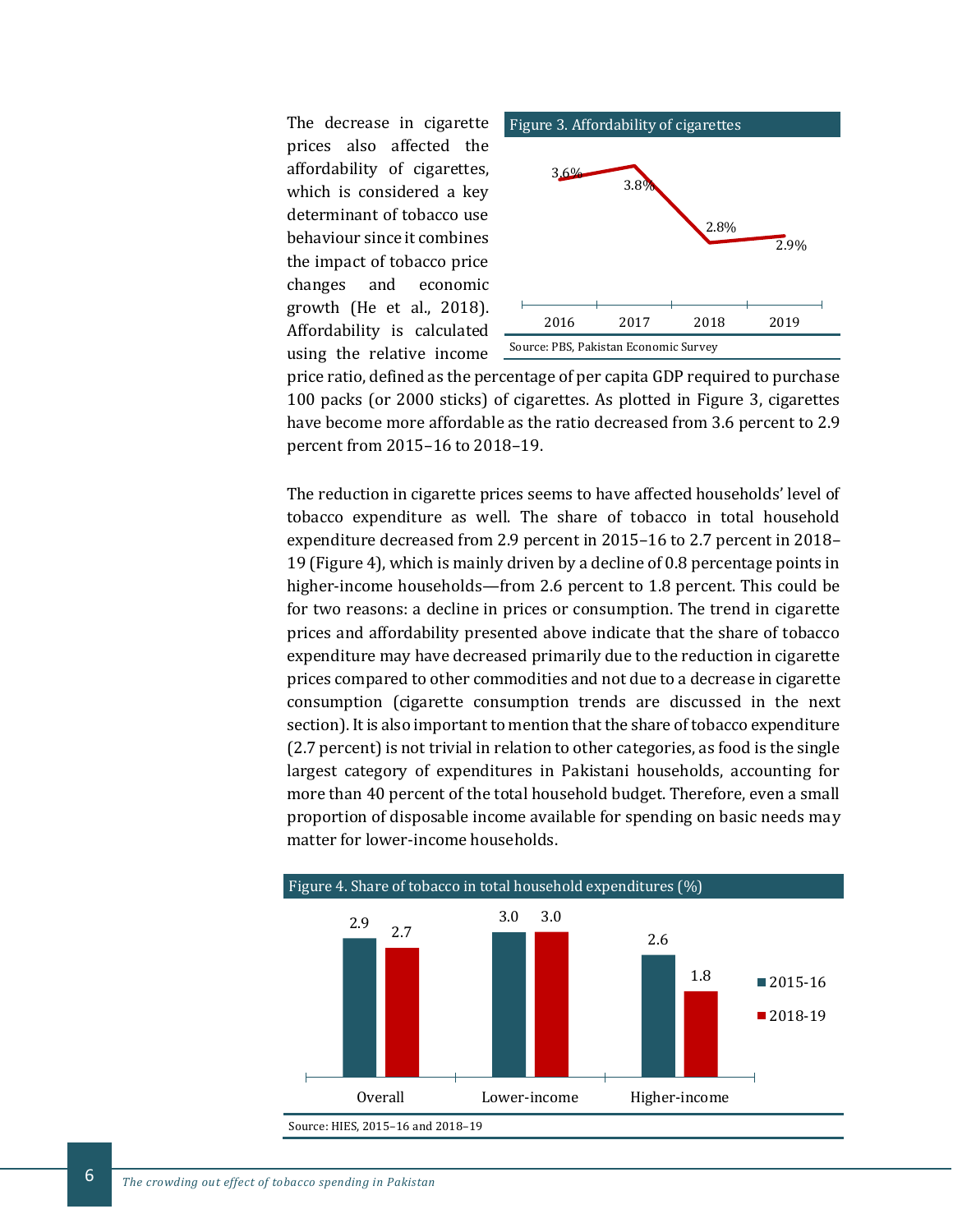The decrease in cigarette prices also affected the affordability of cigarettes, which is considered a key determinant of tobacco use behaviour since it combines the impact of tobacco price changes and economic growth (He et al., 2018). Affordability is calculated using the relative income price ratio, defined as the percentage of per capita GDP required to purchase 100 packs (or 2000 sticks) of cigarettes. As plotted in Figure 3, cigarettes have become more affordable as the ratio decreased from 3.6 percent to 2.9 percent from 2015–16 to 2018–19.

Figure 3. Affordability of cigarettes

| Year | Affordability |
| --- | --- |
| 2016 | 3.6% |
| 2017 | 3.8% |
| 2018 | 2.8% |
| 2019 | 2.9% |

Source: PBS, Pakistan Economic Survey

The reduction in cigarette prices seems to have affected households' level of tobacco expenditure as well. The share of tobacco in total household expenditure decreased from 2.9 percent in 2015–16 to 2.7 percent in 2018–19 (Figure 4), which is mainly driven by a decline of 0.8 percentage points in higher-income households—from 2.6 percent to 1.8 percent. This could be for two reasons: a decline in prices or consumption. The trend in cigarette prices and affordability presented above indicate that the share of tobacco expenditure may have decreased primarily due to the reduction in cigarette prices compared to other commodities and not due to a decrease in cigarette consumption (cigarette consumption trends are discussed in the next section). It is also important to mention that the share of tobacco expenditure (2.7 percent) is not trivial in relation to other categories, as food is the single largest category of expenditures in Pakistani households, accounting for more than 40 percent of the total household budget. Therefore, even a small proportion of disposable income available for spending on basic needs may matter for lower-income households.

Figure 4. Share of tobacco in total household expenditures (%)

| | 2015-16 | 2018-19 |
| --- | --- | --- |
| Overall | 2.9 | 2.7 |
| Lower-income | 3.0 | 3.0 |
| Higher-income | 2.6 | 1.8 |

Source: HIES, 2015–16 and 2018–19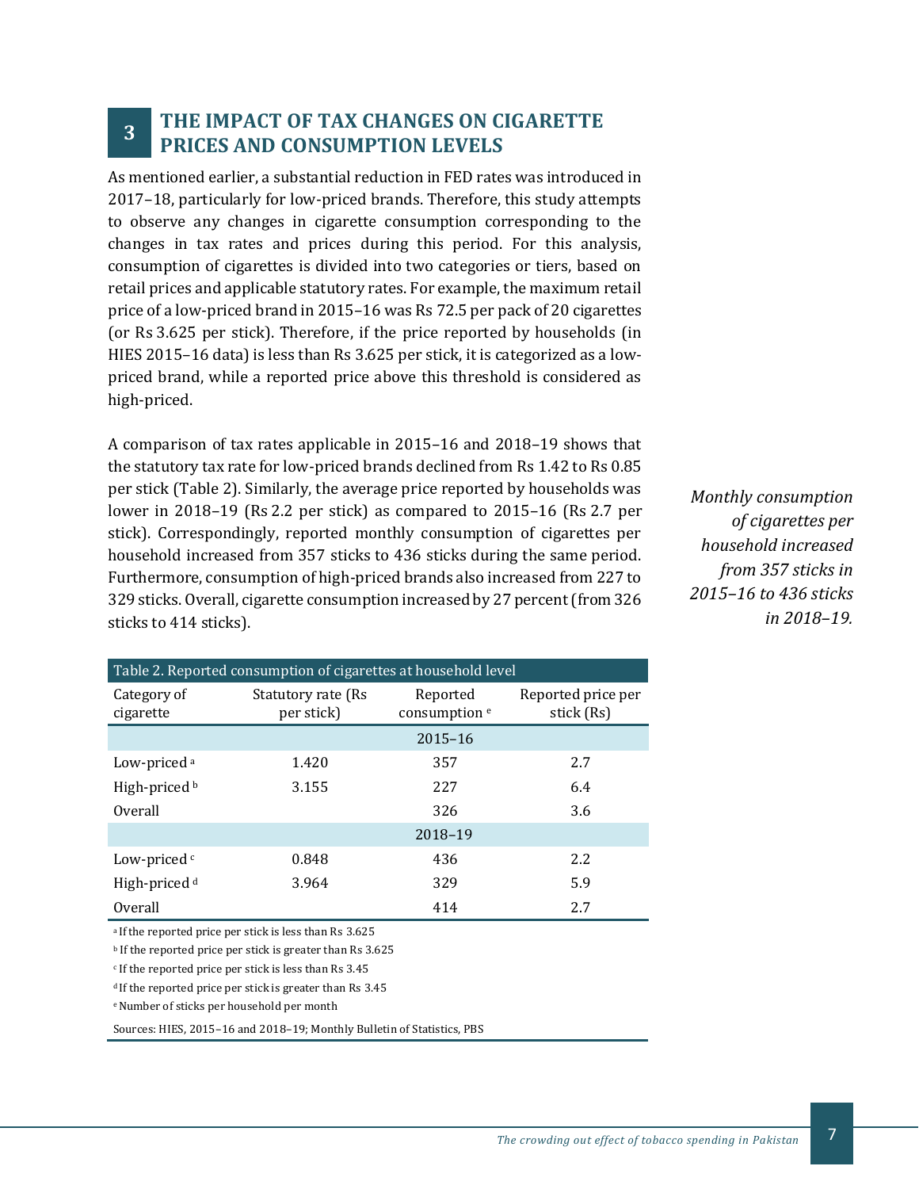## 3 THE IMPACT OF TAX CHANGES ON CIGARETTE PRICES AND CONSUMPTION LEVELS

As mentioned earlier, a substantial reduction in FED rates was introduced in 2017–18, particularly for low-priced brands. Therefore, this study attempts to observe any changes in cigarette consumption corresponding to the changes in tax rates and prices during this period. For this analysis, consumption of cigarettes is divided into two categories or tiers, based on retail prices and applicable statutory rates. For example, the maximum retail price of a low-priced brand in 2015–16 was Rs 72.5 per pack of 20 cigarettes (or Rs 3.625 per stick). Therefore, if the price reported by households (in HIES 2015–16 data) is less than Rs 3.625 per stick, it is categorized as a low-priced brand, while a reported price above this threshold is considered as high-priced.

A comparison of tax rates applicable in 2015–16 and 2018–19 shows that the statutory tax rate for low-priced brands declined from Rs 1.42 to Rs 0.85 per stick (Table 2). Similarly, the average price reported by households was lower in 2018–19 (Rs 2.2 per stick) as compared to 2015–16 (Rs 2.7 per stick). Correspondingly, reported monthly consumption of cigarettes per household increased from 357 sticks to 436 sticks during the same period. Furthermore, consumption of high-priced brands also increased from 227 to 329 sticks. Overall, cigarette consumption increased by 27 percent (from 326 sticks to 414 sticks).

*Monthly consumption of cigarettes per household increased from 357 sticks in 2015–16 to 436 sticks in 2018–19.*

Table 2. Reported consumption of cigarettes at household level

| Category of cigarette | Statutory rate (Rs per stick) | Reported consumption [e] | Reported price per stick (Rs) |
|---|---|---|---|
| | | **2015–16** | |
| Low-priced [a] | 1.420 | 357 | 2.7 |
| High-priced [b] | 3.155 | 227 | 6.4 |
| Overall | | 326 | 3.6 |
| | | **2018–19** | |
| Low-priced [c] | 0.848 | 436 | 2.2 |
| High-priced [d] | 3.964 | 329 | 5.9 |
| Overall | | 414 | 2.7 |

[a] If the reported price per stick is less than Rs 3.625

[b] If the reported price per stick is greater than Rs 3.625

[c] If the reported price per stick is less than Rs 3.45

[d] If the reported price per stick is greater than Rs 3.45

[e] Number of sticks per household per month

Sources: HIES, 2015–16 and 2018–19; Monthly Bulletin of Statistics, PBS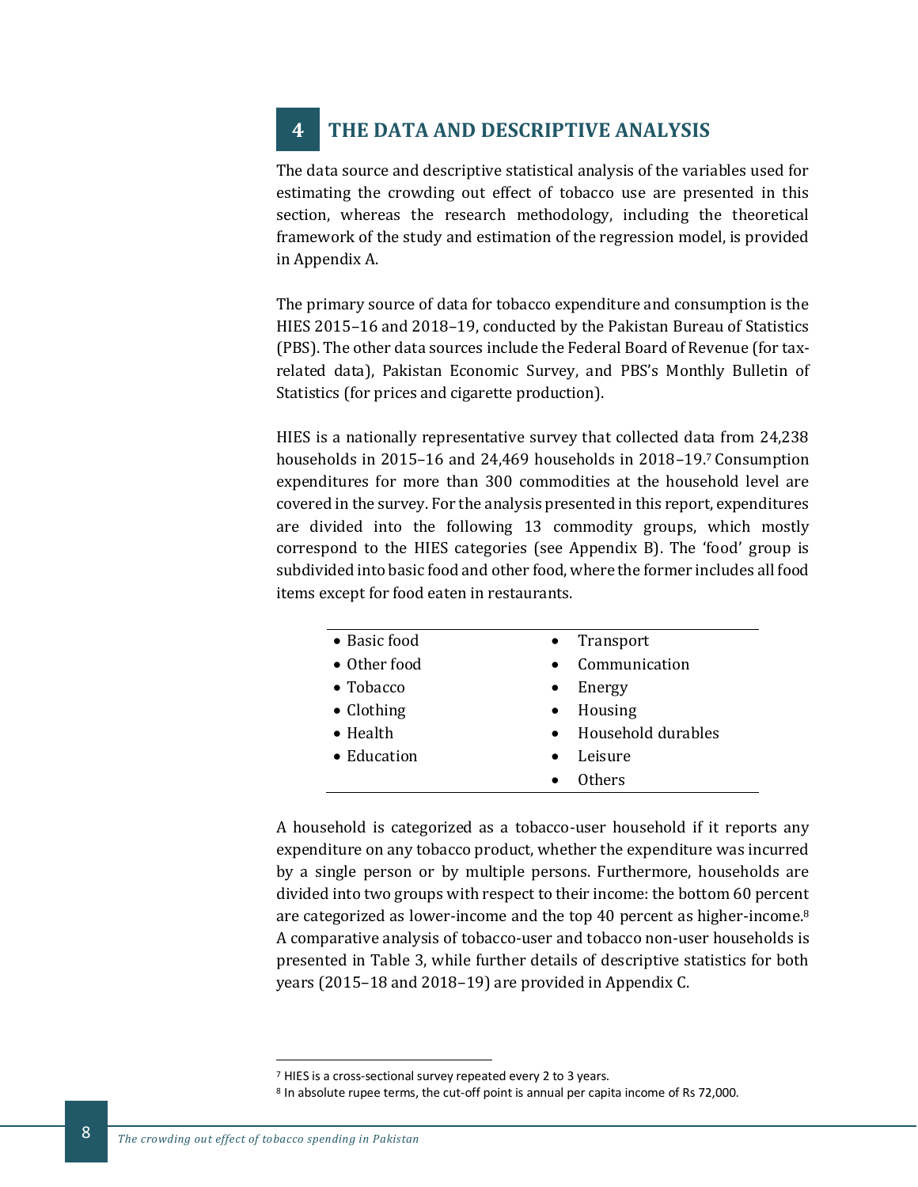# 4 THE DATA AND DESCRIPTIVE ANALYSIS

The data source and descriptive statistical analysis of the variables used for estimating the crowding out effect of tobacco use are presented in this section, whereas the research methodology, including the theoretical framework of the study and estimation of the regression model, is provided in Appendix A.

The primary source of data for tobacco expenditure and consumption is the HIES 2015–16 and 2018–19, conducted by the Pakistan Bureau of Statistics (PBS). The other data sources include the Federal Board of Revenue (for tax-related data), Pakistan Economic Survey, and PBS's Monthly Bulletin of Statistics (for prices and cigarette production).

HIES is a nationally representative survey that collected data from 24,238 households in 2015–16 and 24,469 households in 2018–19.[7] Consumption expenditures for more than 300 commodities at the household level are covered in the survey. For the analysis presented in this report, expenditures are divided into the following 13 commodity groups, which mostly correspond to the HIES categories (see Appendix B). The 'food' group is subdivided into basic food and other food, where the former includes all food items except for food eaten in restaurants.

- Basic food
- Other food
- Tobacco
- Clothing
- Health
- Education
- Transport
- Communication
- Energy
- Housing
- Household durables
- Leisure
- Others

A household is categorized as a tobacco-user household if it reports any expenditure on any tobacco product, whether the expenditure was incurred by a single person or by multiple persons. Furthermore, households are divided into two groups with respect to their income: the bottom 60 percent are categorized as lower-income and the top 40 percent as higher-income.[8] A comparative analysis of tobacco-user and tobacco non-user households is presented in Table 3, while further details of descriptive statistics for both years (2015–18 and 2018–19) are provided in Appendix C.

---

[7] HIES is a cross-sectional survey repeated every 2 to 3 years.

[8] In absolute rupee terms, the cut-off point is annual per capita income of Rs 72,000.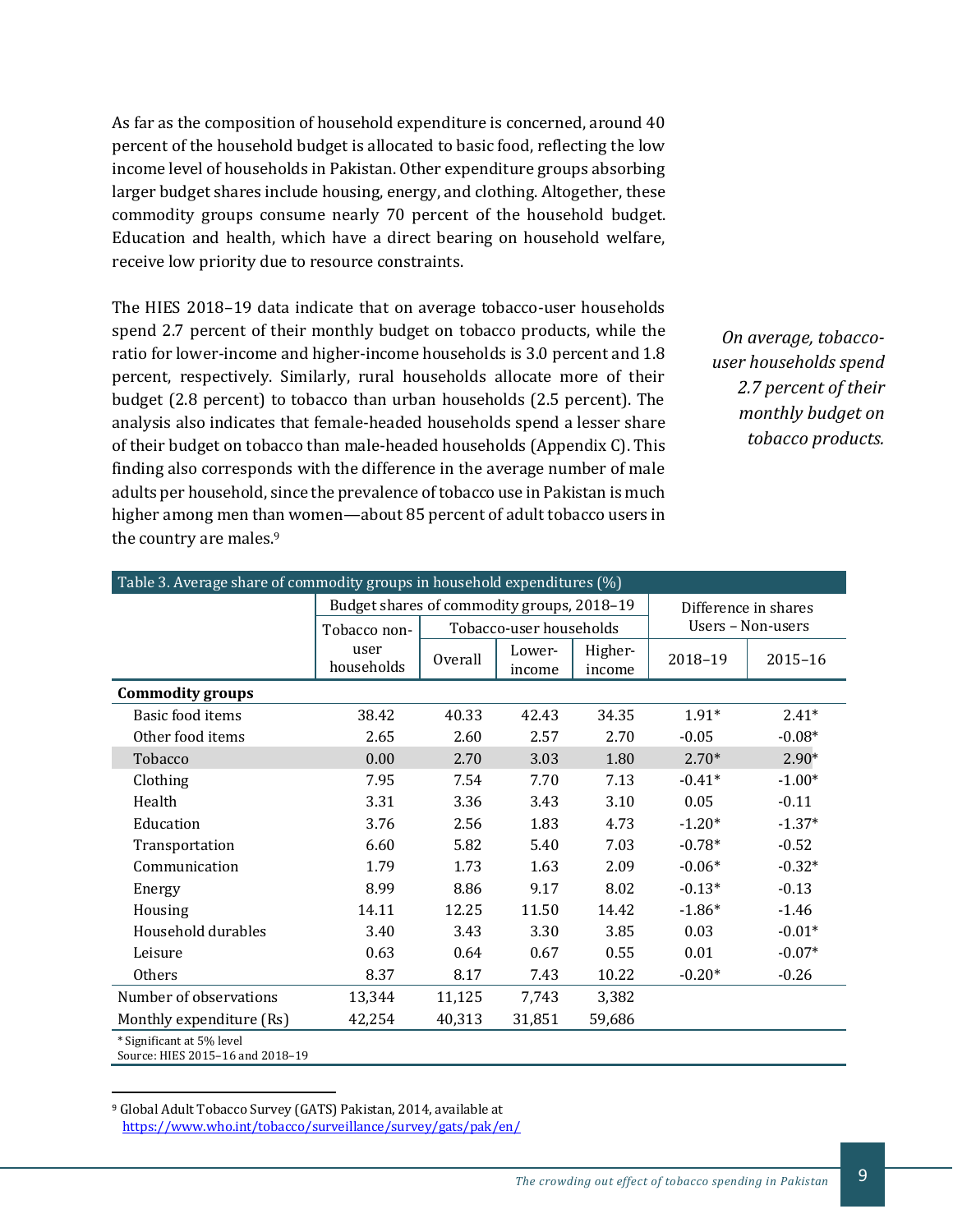As far as the composition of household expenditure is concerned, around 40 percent of the household budget is allocated to basic food, reflecting the low income level of households in Pakistan. Other expenditure groups absorbing larger budget shares include housing, energy, and clothing. Altogether, these commodity groups consume nearly 70 percent of the household budget. Education and health, which have a direct bearing on household welfare, receive low priority due to resource constraints.

The HIES 2018–19 data indicate that on average tobacco-user households spend 2.7 percent of their monthly budget on tobacco products, while the ratio for lower-income and higher-income households is 3.0 percent and 1.8 percent, respectively. Similarly, rural households allocate more of their budget (2.8 percent) to tobacco than urban households (2.5 percent). The analysis also indicates that female-headed households spend a lesser share of their budget on tobacco than male-headed households (Appendix C). This finding also corresponds with the difference in the average number of male adults per household, since the prevalence of tobacco use in Pakistan is much higher among men than women—about 85 percent of adult tobacco users in the country are males.[9]

*On average, tobacco-user households spend 2.7 percent of their monthly budget on tobacco products.*

Table 3. Average share of commodity groups in household expenditures (%)

| | Budget shares of commodity groups, 2018–19 | | | | Difference in shares Users – Non-users | |
|---|---|---|---|---|---|---|
| | Tobacco non-user households | Tobacco-user households | | | | |
| | | Overall | Lower-income | Higher-income | 2018–19 | 2015–16 |
| **Commodity groups** | | | | | | |
| Basic food items | 38.42 | 40.33 | 42.43 | 34.35 | 1.91* | 2.41* |
| Other food items | 2.65 | 2.60 | 2.57 | 2.70 | -0.05 | -0.08* |
| Tobacco | 0.00 | 2.70 | 3.03 | 1.80 | 2.70* | 2.90* |
| Clothing | 7.95 | 7.54 | 7.70 | 7.13 | -0.41* | -1.00* |
| Health | 3.31 | 3.36 | 3.43 | 3.10 | 0.05 | -0.11 |
| Education | 3.76 | 2.56 | 1.83 | 4.73 | -1.20* | -1.37* |
| Transportation | 6.60 | 5.82 | 5.40 | 7.03 | -0.78* | -0.52 |
| Communication | 1.79 | 1.73 | 1.63 | 2.09 | -0.06* | -0.32* |
| Energy | 8.99 | 8.86 | 9.17 | 8.02 | -0.13* | -0.13 |
| Housing | 14.11 | 12.25 | 11.50 | 14.42 | -1.86* | -1.46 |
| Household durables | 3.40 | 3.43 | 3.30 | 3.85 | 0.03 | -0.01* |
| Leisure | 0.63 | 0.64 | 0.67 | 0.55 | 0.01 | -0.07* |
| Others | 8.37 | 8.17 | 7.43 | 10.22 | -0.20* | -0.26 |
| Number of observations | 13,344 | 11,125 | 7,743 | 3,382 | | |
| Monthly expenditure (Rs) | 42,254 | 40,313 | 31,851 | 59,686 | | |

\* Significant at 5% level
Source: HIES 2015–16 and 2018–19

[9] Global Adult Tobacco Survey (GATS) Pakistan, 2014, available at https://www.who.int/tobacco/surveillance/survey/gats/pak/en/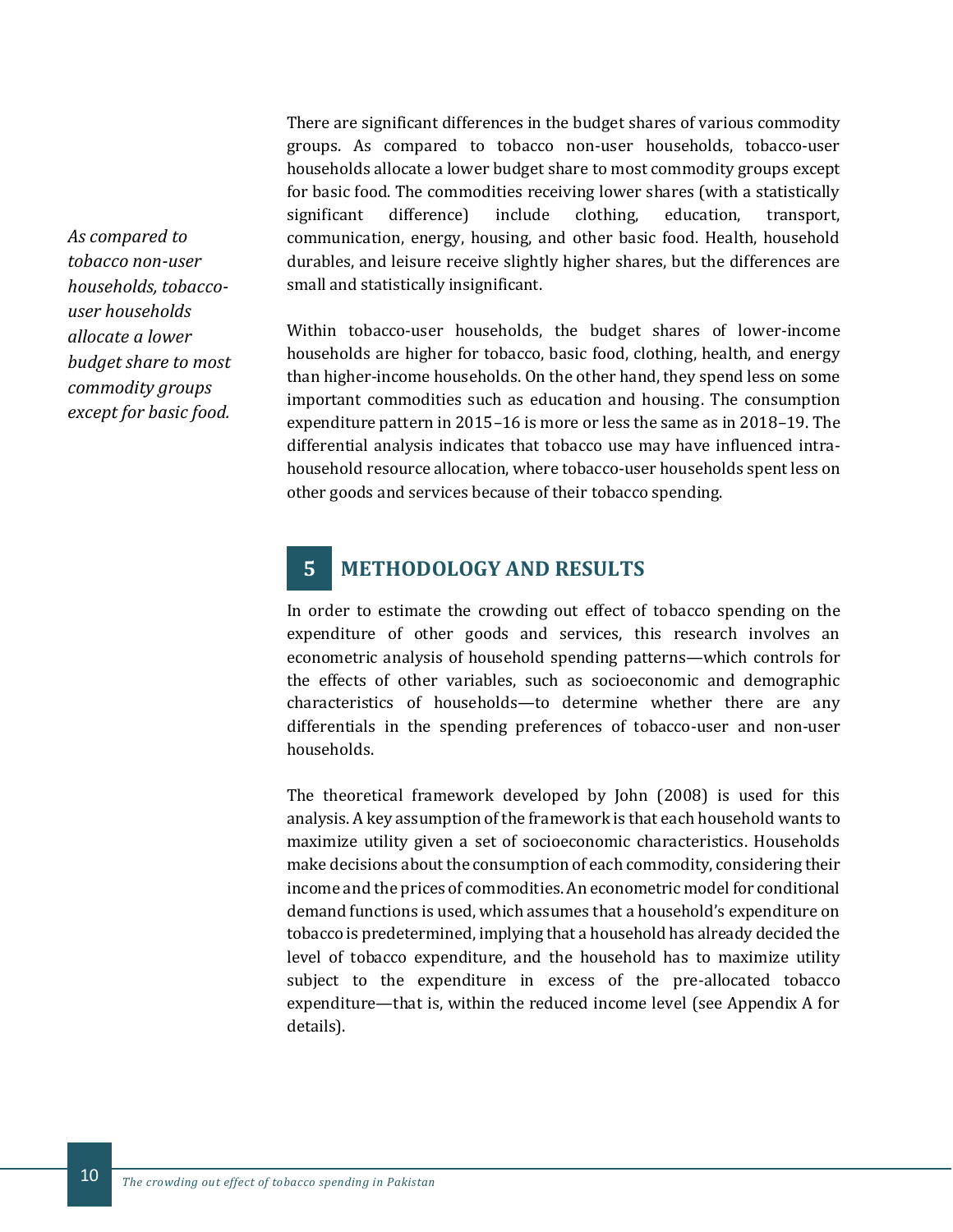There are significant differences in the budget shares of various commodity groups. As compared to tobacco non-user households, tobacco-user households allocate a lower budget share to most commodity groups except for basic food. The commodities receiving lower shares (with a statistically significant difference) include clothing, education, transport, communication, energy, housing, and other basic food. Health, household durables, and leisure receive slightly higher shares, but the differences are small and statistically insignificant.

*As compared to tobacco non-user households, tobacco-user households allocate a lower budget share to most commodity groups except for basic food.*

Within tobacco-user households, the budget shares of lower-income households are higher for tobacco, basic food, clothing, health, and energy than higher-income households. On the other hand, they spend less on some important commodities such as education and housing. The consumption expenditure pattern in 2015–16 is more or less the same as in 2018–19. The differential analysis indicates that tobacco use may have influenced intra-household resource allocation, where tobacco-user households spent less on other goods and services because of their tobacco spending.

# 5 METHODOLOGY AND RESULTS

In order to estimate the crowding out effect of tobacco spending on the expenditure of other goods and services, this research involves an econometric analysis of household spending patterns—which controls for the effects of other variables, such as socioeconomic and demographic characteristics of households—to determine whether there are any differentials in the spending preferences of tobacco-user and non-user households.

The theoretical framework developed by John (2008) is used for this analysis. A key assumption of the framework is that each household wants to maximize utility given a set of socioeconomic characteristics. Households make decisions about the consumption of each commodity, considering their income and the prices of commodities. An econometric model for conditional demand functions is used, which assumes that a household's expenditure on tobacco is predetermined, implying that a household has already decided the level of tobacco expenditure, and the household has to maximize utility subject to the expenditure in excess of the pre-allocated tobacco expenditure—that is, within the reduced income level (see Appendix A for details).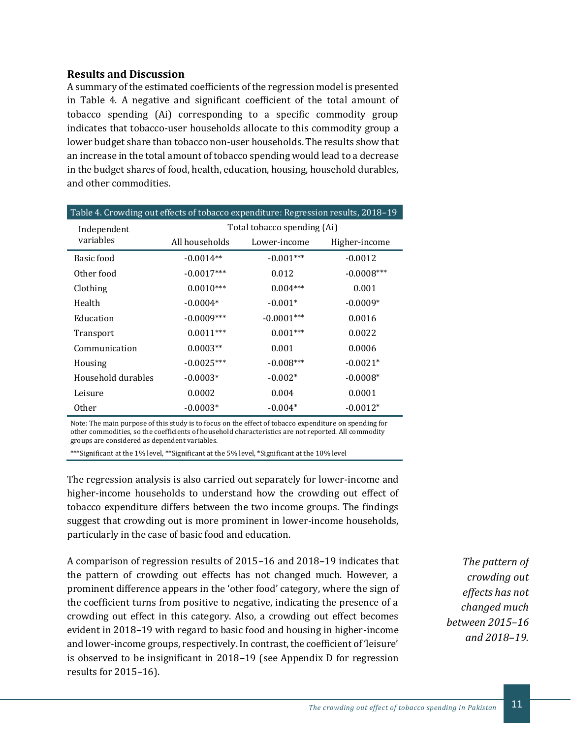## Results and Discussion

A summary of the estimated coefficients of the regression model is presented in Table 4. A negative and significant coefficient of the total amount of tobacco spending (Ai) corresponding to a specific commodity group indicates that tobacco-user households allocate to this commodity group a lower budget share than tobacco non-user households. The results show that an increase in the total amount of tobacco spending would lead to a decrease in the budget shares of food, health, education, housing, household durables, and other commodities.

Table 4. Crowding out effects of tobacco expenditure: Regression results, 2018–19

| Independent variables | Total tobacco spending (Ai) | | |
|---|---|---|---|
| | All households | Lower-income | Higher-income |
| Basic food | -0.0014** | -0.001*** | -0.0012 |
| Other food | -0.0017*** | 0.012 | -0.0008*** |
| Clothing | 0.0010*** | 0.004*** | 0.001 |
| Health | -0.0004* | -0.001* | -0.0009* |
| Education | -0.0009*** | -0.0001*** | 0.0016 |
| Transport | 0.0011*** | 0.001*** | 0.0022 |
| Communication | 0.0003** | 0.001 | 0.0006 |
| Housing | -0.0025*** | -0.008*** | -0.0021* |
| Household durables | -0.0003* | -0.002* | -0.0008* |
| Leisure | 0.0002 | 0.004 | 0.0001 |
| Other | -0.0003* | -0.004* | -0.0012* |

Note: The main purpose of this study is to focus on the effect of tobacco expenditure on spending for other commodities, so the coefficients of household characteristics are not reported. All commodity groups are considered as dependent variables.

***Significant at the 1% level, **Significant at the 5% level, *Significant at the 10% level

The regression analysis is also carried out separately for lower-income and higher-income households to understand how the crowding out effect of tobacco expenditure differs between the two income groups. The findings suggest that crowding out is more prominent in lower-income households, particularly in the case of basic food and education.

A comparison of regression results of 2015–16 and 2018–19 indicates that the pattern of crowding out effects has not changed much. However, a prominent difference appears in the 'other food' category, where the sign of the coefficient turns from positive to negative, indicating the presence of a crowding out effect in this category. Also, a crowding out effect becomes evident in 2018–19 with regard to basic food and housing in higher-income and lower-income groups, respectively. In contrast, the coefficient of 'leisure' is observed to be insignificant in 2018–19 (see Appendix D for regression results for 2015–16).

*The pattern of crowding out effects has not changed much between 2015–16 and 2018–19.*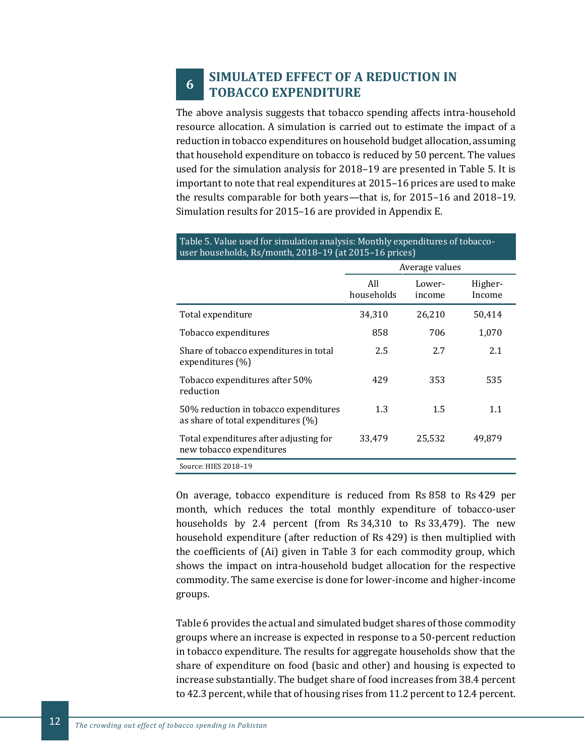## 6 SIMULATED EFFECT OF A REDUCTION IN TOBACCO EXPENDITURE

The above analysis suggests that tobacco spending affects intra-household resource allocation. A simulation is carried out to estimate the impact of a reduction in tobacco expenditures on household budget allocation, assuming that household expenditure on tobacco is reduced by 50 percent. The values used for the simulation analysis for 2018–19 are presented in Table 5. It is important to note that real expenditures at 2015–16 prices are used to make the results comparable for both years—that is, for 2015–16 and 2018–19. Simulation results for 2015–16 are provided in Appendix E.

Table 5. Value used for simulation analysis: Monthly expenditures of tobacco-user households, Rs/month, 2018–19 (at 2015–16 prices)

| | Average values | | |
|---|---|---|---|
| | All households | Lower-income | Higher-Income |
| Total expenditure | 34,310 | 26,210 | 50,414 |
| Tobacco expenditures | 858 | 706 | 1,070 |
| Share of tobacco expenditures in total expenditures (%) | 2.5 | 2.7 | 2.1 |
| Tobacco expenditures after 50% reduction | 429 | 353 | 535 |
| 50% reduction in tobacco expenditures as share of total expenditures (%) | 1.3 | 1.5 | 1.1 |
| Total expenditures after adjusting for new tobacco expenditures | 33,479 | 25,532 | 49,879 |

Source: HIES 2018–19

On average, tobacco expenditure is reduced from Rs 858 to Rs 429 per month, which reduces the total monthly expenditure of tobacco-user households by 2.4 percent (from Rs 34,310 to Rs 33,479). The new household expenditure (after reduction of Rs 429) is then multiplied with the coefficients of (Ai) given in Table 3 for each commodity group, which shows the impact on intra-household budget allocation for the respective commodity. The same exercise is done for lower-income and higher-income groups.

Table 6 provides the actual and simulated budget shares of those commodity groups where an increase is expected in response to a 50-percent reduction in tobacco expenditure. The results for aggregate households show that the share of expenditure on food (basic and other) and housing is expected to increase substantially. The budget share of food increases from 38.4 percent to 42.3 percent, while that of housing rises from 11.2 percent to 12.4 percent.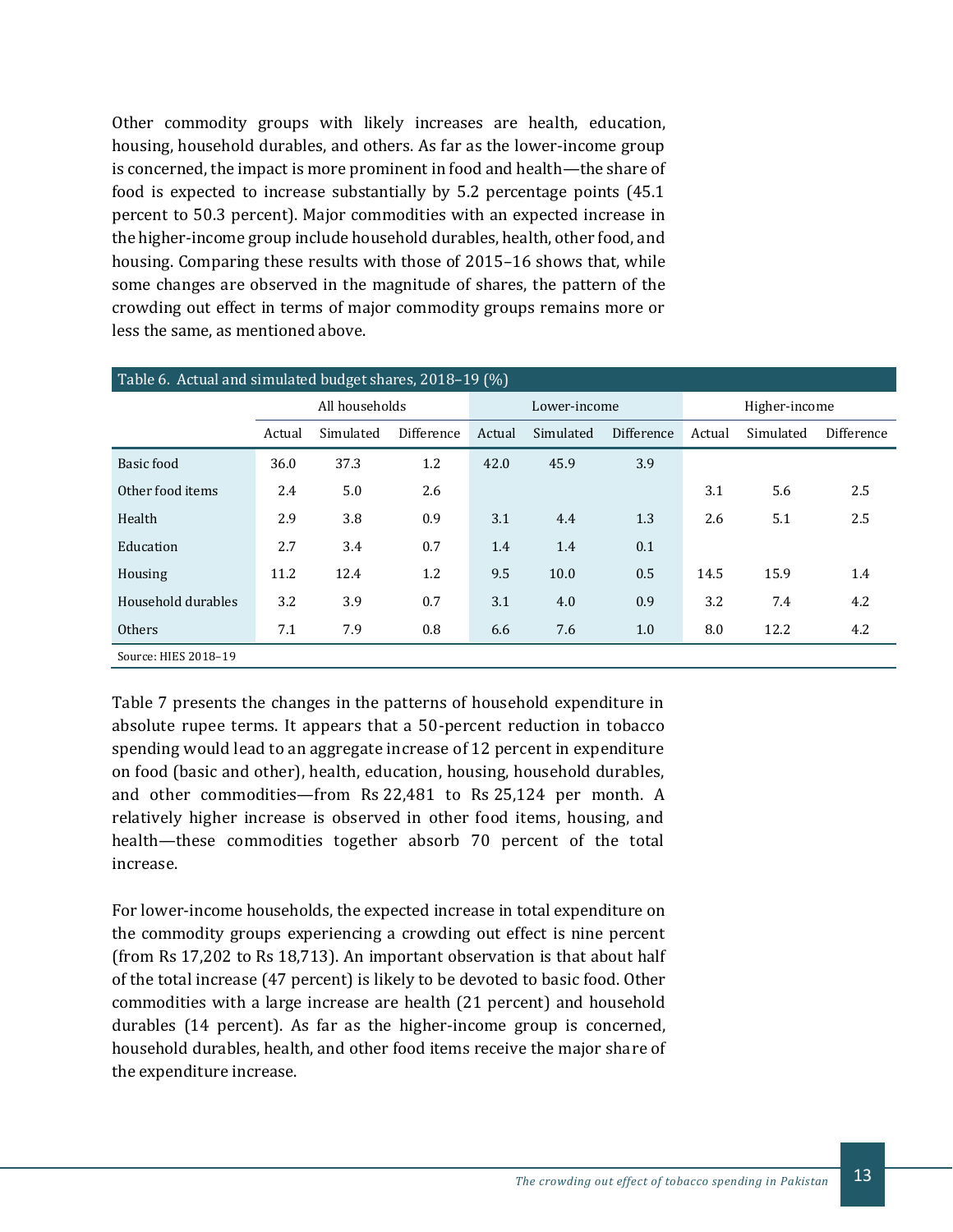Other commodity groups with likely increases are health, education, housing, household durables, and others. As far as the lower-income group is concerned, the impact is more prominent in food and health—the share of food is expected to increase substantially by 5.2 percentage points (45.1 percent to 50.3 percent). Major commodities with an expected increase in the higher-income group include household durables, health, other food, and housing. Comparing these results with those of 2015–16 shows that, while some changes are observed in the magnitude of shares, the pattern of the crowding out effect in terms of major commodity groups remains more or less the same, as mentioned above.

Table 6. Actual and simulated budget shares, 2018–19 (%)

| | All households | | | Lower-income | | | Higher-income | | |
|---|---|---|---|---|---|---|---|---|---|
| | Actual | Simulated | Difference | Actual | Simulated | Difference | Actual | Simulated | Difference |
| Basic food | 36.0 | 37.3 | 1.2 | 42.0 | 45.9 | 3.9 | | | |
| Other food items | 2.4 | 5.0 | 2.6 | | | | 3.1 | 5.6 | 2.5 |
| Health | 2.9 | 3.8 | 0.9 | 3.1 | 4.4 | 1.3 | 2.6 | 5.1 | 2.5 |
| Education | 2.7 | 3.4 | 0.7 | 1.4 | 1.4 | 0.1 | | | |
| Housing | 11.2 | 12.4 | 1.2 | 9.5 | 10.0 | 0.5 | 14.5 | 15.9 | 1.4 |
| Household durables | 3.2 | 3.9 | 0.7 | 3.1 | 4.0 | 0.9 | 3.2 | 7.4 | 4.2 |
| Others | 7.1 | 7.9 | 0.8 | 6.6 | 7.6 | 1.0 | 8.0 | 12.2 | 4.2 |

Source: HIES 2018–19

Table 7 presents the changes in the patterns of household expenditure in absolute rupee terms. It appears that a 50-percent reduction in tobacco spending would lead to an aggregate increase of 12 percent in expenditure on food (basic and other), health, education, housing, household durables, and other commodities—from Rs 22,481 to Rs 25,124 per month. A relatively higher increase is observed in other food items, housing, and health—these commodities together absorb 70 percent of the total increase.

For lower-income households, the expected increase in total expenditure on the commodity groups experiencing a crowding out effect is nine percent (from Rs 17,202 to Rs 18,713). An important observation is that about half of the total increase (47 percent) is likely to be devoted to basic food. Other commodities with a large increase are health (21 percent) and household durables (14 percent). As far as the higher-income group is concerned, household durables, health, and other food items receive the major share of the expenditure increase.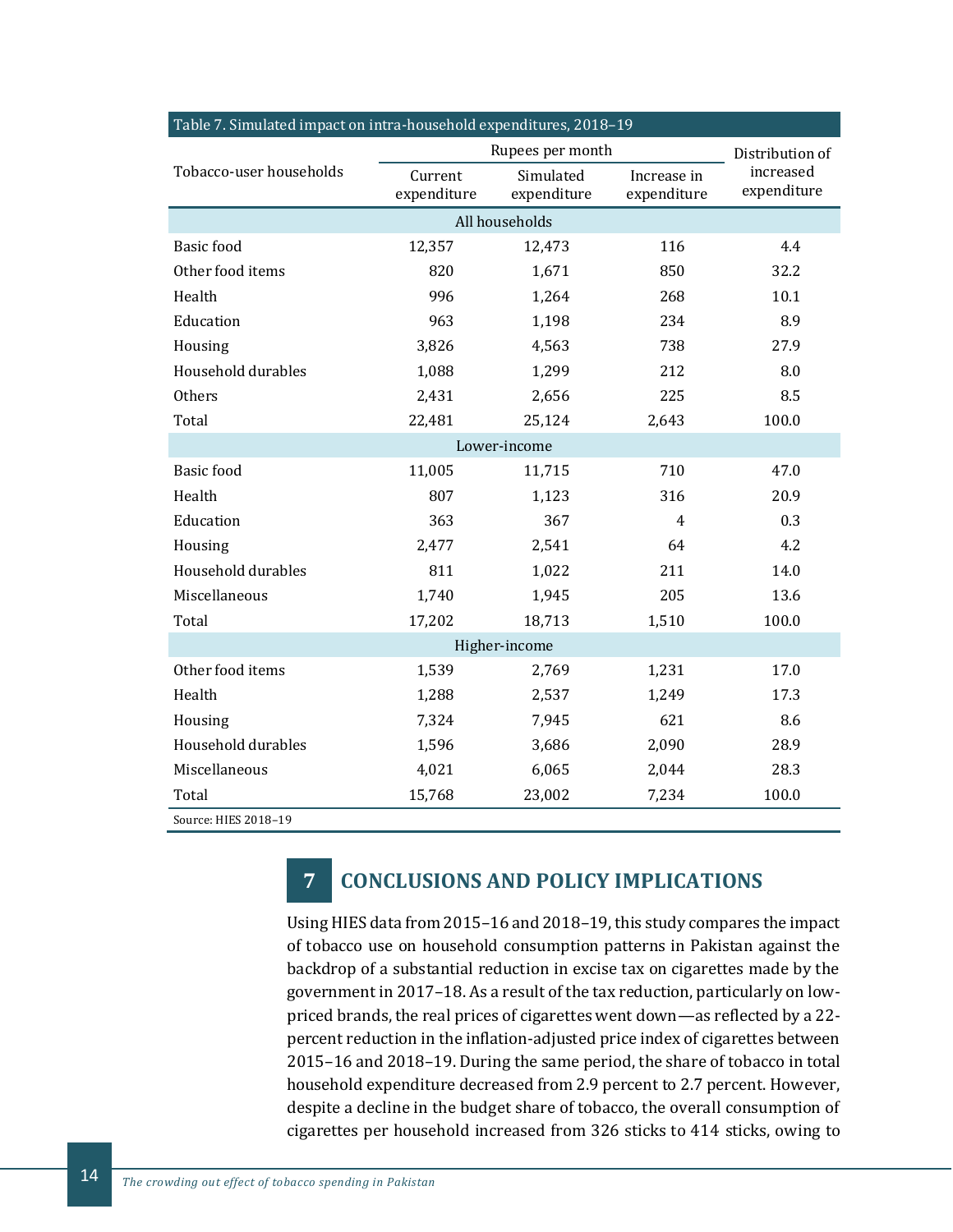Table 7. Simulated impact on intra-household expenditures, 2018–19

| Tobacco-user households | Rupees per month | | | Distribution of increased expenditure |
|---|---|---|---|---|
| | Current expenditure | Simulated expenditure | Increase in expenditure | |
| **All households** | | | | |
| Basic food | 12,357 | 12,473 | 116 | 4.4 |
| Other food items | 820 | 1,671 | 850 | 32.2 |
| Health | 996 | 1,264 | 268 | 10.1 |
| Education | 963 | 1,198 | 234 | 8.9 |
| Housing | 3,826 | 4,563 | 738 | 27.9 |
| Household durables | 1,088 | 1,299 | 212 | 8.0 |
| Others | 2,431 | 2,656 | 225 | 8.5 |
| Total | 22,481 | 25,124 | 2,643 | 100.0 |
| **Lower-income** | | | | |
| Basic food | 11,005 | 11,715 | 710 | 47.0 |
| Health | 807 | 1,123 | 316 | 20.9 |
| Education | 363 | 367 | 4 | 0.3 |
| Housing | 2,477 | 2,541 | 64 | 4.2 |
| Household durables | 811 | 1,022 | 211 | 14.0 |
| Miscellaneous | 1,740 | 1,945 | 205 | 13.6 |
| Total | 17,202 | 18,713 | 1,510 | 100.0 |
| **Higher-income** | | | | |
| Other food items | 1,539 | 2,769 | 1,231 | 17.0 |
| Health | 1,288 | 2,537 | 1,249 | 17.3 |
| Housing | 7,324 | 7,945 | 621 | 8.6 |
| Household durables | 1,596 | 3,686 | 2,090 | 28.9 |
| Miscellaneous | 4,021 | 6,065 | 2,044 | 28.3 |
| Total | 15,768 | 23,002 | 7,234 | 100.0 |

Source: HIES 2018–19

## 7 CONCLUSIONS AND POLICY IMPLICATIONS

Using HIES data from 2015–16 and 2018–19, this study compares the impact of tobacco use on household consumption patterns in Pakistan against the backdrop of a substantial reduction in excise tax on cigarettes made by the government in 2017–18. As a result of the tax reduction, particularly on low-priced brands, the real prices of cigarettes went down—as reflected by a 22-percent reduction in the inflation-adjusted price index of cigarettes between 2015–16 and 2018–19. During the same period, the share of tobacco in total household expenditure decreased from 2.9 percent to 2.7 percent. However, despite a decline in the budget share of tobacco, the overall consumption of cigarettes per household increased from 326 sticks to 414 sticks, owing to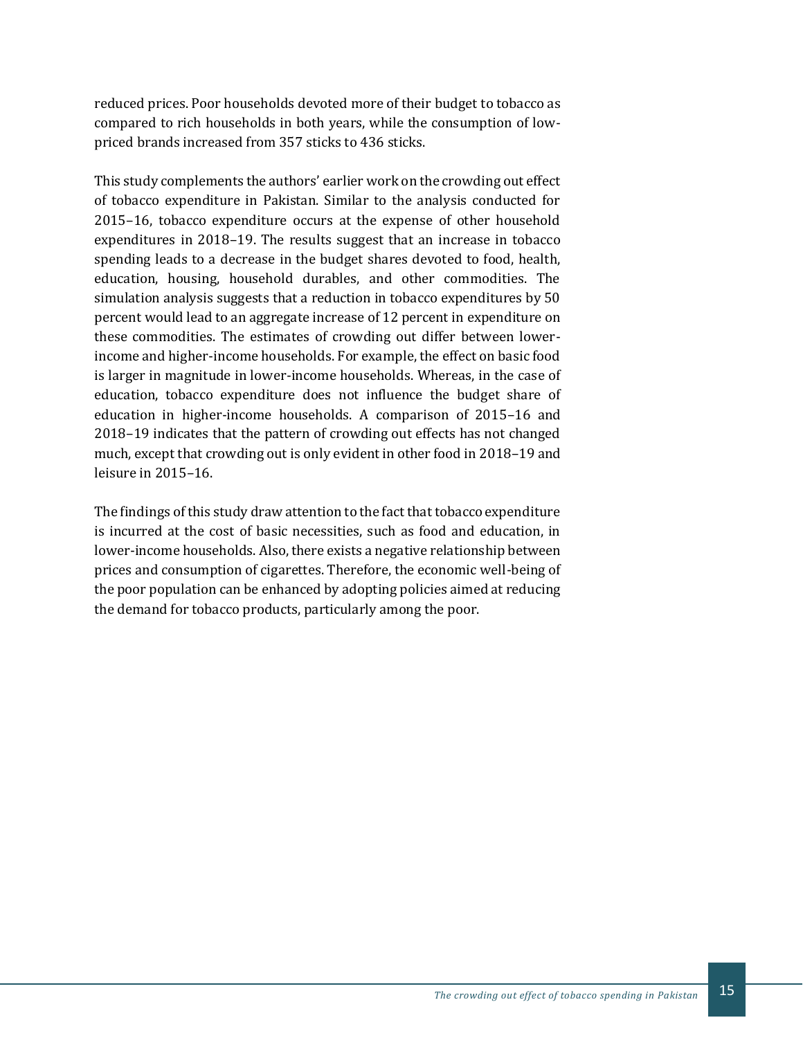reduced prices. Poor households devoted more of their budget to tobacco as compared to rich households in both years, while the consumption of low-priced brands increased from 357 sticks to 436 sticks.

This study complements the authors' earlier work on the crowding out effect of tobacco expenditure in Pakistan. Similar to the analysis conducted for 2015–16, tobacco expenditure occurs at the expense of other household expenditures in 2018–19. The results suggest that an increase in tobacco spending leads to a decrease in the budget shares devoted to food, health, education, housing, household durables, and other commodities. The simulation analysis suggests that a reduction in tobacco expenditures by 50 percent would lead to an aggregate increase of 12 percent in expenditure on these commodities. The estimates of crowding out differ between lower-income and higher-income households. For example, the effect on basic food is larger in magnitude in lower-income households. Whereas, in the case of education, tobacco expenditure does not influence the budget share of education in higher-income households. A comparison of 2015–16 and 2018–19 indicates that the pattern of crowding out effects has not changed much, except that crowding out is only evident in other food in 2018–19 and leisure in 2015–16.

The findings of this study draw attention to the fact that tobacco expenditure is incurred at the cost of basic necessities, such as food and education, in lower-income households. Also, there exists a negative relationship between prices and consumption of cigarettes. Therefore, the economic well-being of the poor population can be enhanced by adopting policies aimed at reducing the demand for tobacco products, particularly among the poor.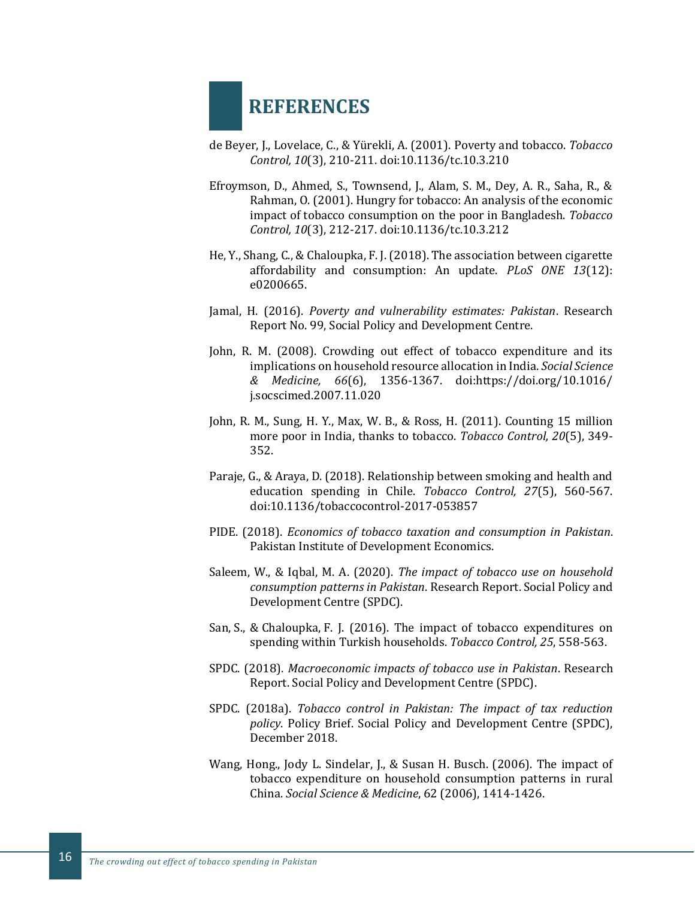# REFERENCES

de Beyer, J., Lovelace, C., & Yürekli, A. (2001). Poverty and tobacco. *Tobacco Control, 10*(3), 210-211. doi:10.1136/tc.10.3.210

Efroymson, D., Ahmed, S., Townsend, J., Alam, S. M., Dey, A. R., Saha, R., & Rahman, O. (2001). Hungry for tobacco: An analysis of the economic impact of tobacco consumption on the poor in Bangladesh. *Tobacco Control, 10*(3), 212-217. doi:10.1136/tc.10.3.212

He, Y., Shang, C., & Chaloupka, F. J. (2018). The association between cigarette affordability and consumption: An update. *PLoS ONE 13*(12): e0200665.

Jamal, H. (2016). *Poverty and vulnerability estimates: Pakistan*. Research Report No. 99, Social Policy and Development Centre.

John, R. M. (2008). Crowding out effect of tobacco expenditure and its implications on household resource allocation in India. *Social Science & Medicine, 66*(6), 1356-1367. doi:https://doi.org/10.1016/j.socscimed.2007.11.020

John, R. M., Sung, H. Y., Max, W. B., & Ross, H. (2011). Counting 15 million more poor in India, thanks to tobacco. *Tobacco Control, 20*(5), 349-352.

Paraje, G., & Araya, D. (2018). Relationship between smoking and health and education spending in Chile. *Tobacco Control, 27*(5), 560-567. doi:10.1136/tobaccocontrol-2017-053857

PIDE. (2018). *Economics of tobacco taxation and consumption in Pakistan*. Pakistan Institute of Development Economics.

Saleem, W., & Iqbal, M. A. (2020). *The impact of tobacco use on household consumption patterns in Pakistan*. Research Report. Social Policy and Development Centre (SPDC).

San, S., & Chaloupka, F. J. (2016). The impact of tobacco expenditures on spending within Turkish households. *Tobacco Control, 25*, 558-563.

SPDC. (2018). *Macroeconomic impacts of tobacco use in Pakistan*. Research Report. Social Policy and Development Centre (SPDC).

SPDC. (2018a). *Tobacco control in Pakistan: The impact of tax reduction policy*. Policy Brief. Social Policy and Development Centre (SPDC), December 2018.

Wang, Hong., Jody L. Sindelar, J., & Susan H. Busch. (2006). The impact of tobacco expenditure on household consumption patterns in rural China. *Social Science & Medicine*, 62 (2006), 1414-1426.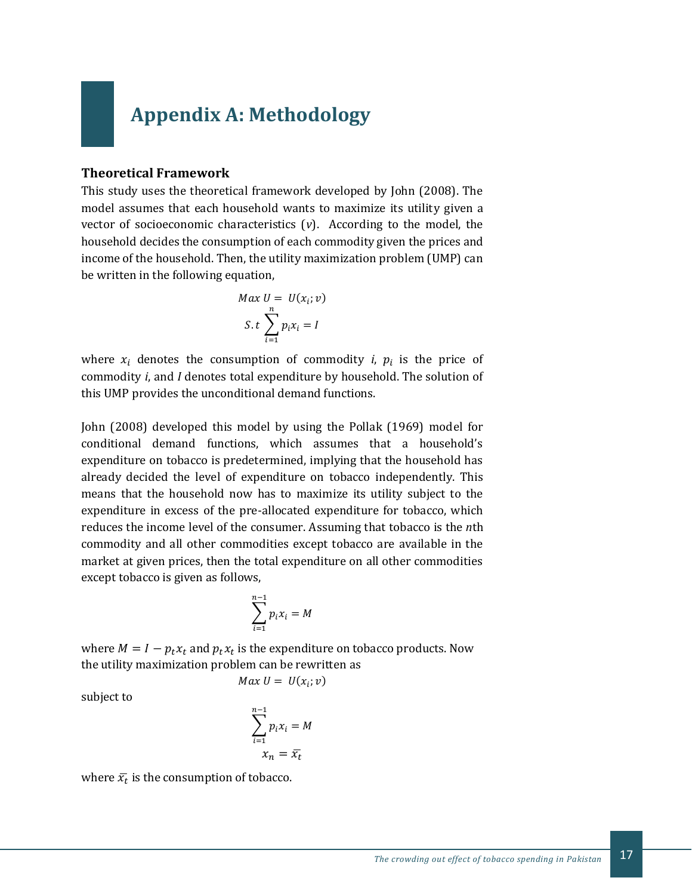# Appendix A: Methodology

### Theoretical Framework

This study uses the theoretical framework developed by John (2008). The model assumes that each household wants to maximize its utility given a vector of socioeconomic characteristics ($v$). According to the model, the household decides the consumption of each commodity given the prices and income of the household. Then, the utility maximization problem (UMP) can be written in the following equation,

$$Max\ U = U(x_i; v)$$

$$S.t \sum_{i=1}^{n} p_i x_i = I$$

where $x_i$ denotes the consumption of commodity $i$, $p_i$ is the price of commodity $i$, and $I$ denotes total expenditure by household. The solution of this UMP provides the unconditional demand functions.

John (2008) developed this model by using the Pollak (1969) model for conditional demand functions, which assumes that a household's expenditure on tobacco is predetermined, implying that the household has already decided the level of expenditure on tobacco independently. This means that the household now has to maximize its utility subject to the expenditure in excess of the pre-allocated expenditure for tobacco, which reduces the income level of the consumer. Assuming that tobacco is the $n$th commodity and all other commodities except tobacco are available in the market at given prices, then the total expenditure on all other commodities except tobacco is given as follows,

$$\sum_{i=1}^{n-1} p_i x_i = M$$

where $M = I - p_t x_t$ and $p_t x_t$ is the expenditure on tobacco products. Now the utility maximization problem can be rewritten as

$$Max\ U = U(x_i; v)$$

subject to

$$\sum_{i=1}^{n-1} p_i x_i = M$$

$$x_n = \bar{x_t}$$

where $\bar{x_t}$ is the consumption of tobacco.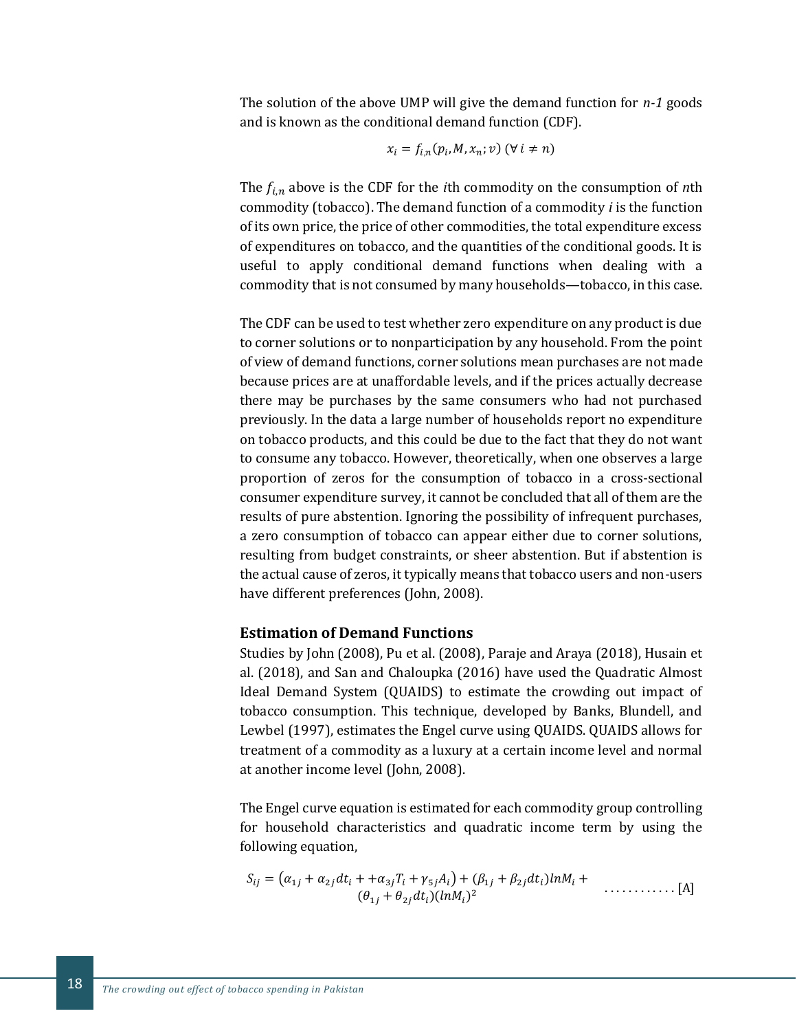The solution of the above UMP will give the demand function for *n-1* goods and is known as the conditional demand function (CDF).

$$x_i = f_{i,n}(p_i, M, x_n; v) \; (\forall \, i \neq n)$$

The $f_{i,n}$ above is the CDF for the *i*th commodity on the consumption of *n*th commodity (tobacco). The demand function of a commodity *i* is the function of its own price, the price of other commodities, the total expenditure excess of expenditures on tobacco, and the quantities of the conditional goods. It is useful to apply conditional demand functions when dealing with a commodity that is not consumed by many households—tobacco, in this case.

The CDF can be used to test whether zero expenditure on any product is due to corner solutions or to nonparticipation by any household. From the point of view of demand functions, corner solutions mean purchases are not made because prices are at unaffordable levels, and if the prices actually decrease there may be purchases by the same consumers who had not purchased previously. In the data a large number of households report no expenditure on tobacco products, and this could be due to the fact that they do not want to consume any tobacco. However, theoretically, when one observes a large proportion of zeros for the consumption of tobacco in a cross-sectional consumer expenditure survey, it cannot be concluded that all of them are the results of pure abstention. Ignoring the possibility of infrequent purchases, a zero consumption of tobacco can appear either due to corner solutions, resulting from budget constraints, or sheer abstention. But if abstention is the actual cause of zeros, it typically means that tobacco users and non-users have different preferences (John, 2008).

## Estimation of Demand Functions

Studies by John (2008), Pu et al. (2008), Paraje and Araya (2018), Husain et al. (2018), and San and Chaloupka (2016) have used the Quadratic Almost Ideal Demand System (QUAIDS) to estimate the crowding out impact of tobacco consumption. This technique, developed by Banks, Blundell, and Lewbel (1997), estimates the Engel curve using QUAIDS. QUAIDS allows for treatment of a commodity as a luxury at a certain income level and normal at another income level (John, 2008).

The Engel curve equation is estimated for each commodity group controlling for household characteristics and quadratic income term by using the following equation,

$$S_{ij} = \left(\alpha_{1j} + \alpha_{2j} dt_i + + \alpha_{3j} T_i + \gamma_{5j} A_i\right) + (\beta_{1j} + \beta_{2j} dt_i) lnM_i + (\theta_{1j} + \theta_{2j} dt_i)(lnM_i)^2 \quad \ldots\ldots\ldots\ldots [A]$$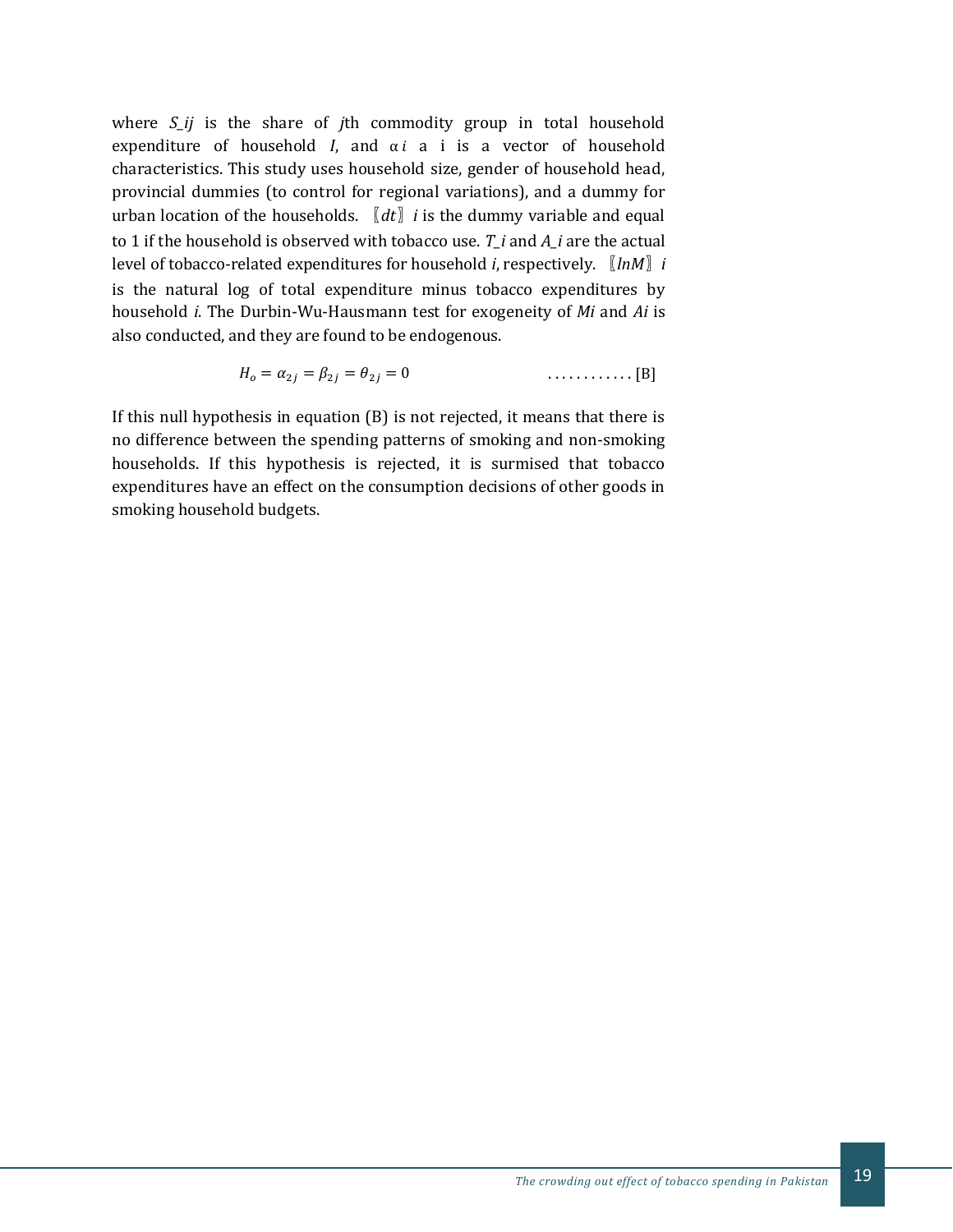where $S_{ij}$ is the share of *j*th commodity group in total household expenditure of household *I*, and α *i* a i is a vector of household characteristics. This study uses household size, gender of household head, provincial dummies (to control for regional variations), and a dummy for urban location of the households. 〖*dt*〗 *i* is the dummy variable and equal to 1 if the household is observed with tobacco use. $T_i$ and $A_i$ are the actual level of tobacco-related expenditures for household *i*, respectively. 〖*lnM*〗 *i* is the natural log of total expenditure minus tobacco expenditures by household *i*. The Durbin-Wu-Hausmann test for exogeneity of $Mi$ and $Ai$ is also conducted, and they are found to be endogenous.

$$H_o = \alpha_{2j} = \beta_{2j} = \theta_{2j} = 0 \qquad \text{............ [B]}$$

If this null hypothesis in equation (B) is not rejected, it means that there is no difference between the spending patterns of smoking and non-smoking households. If this hypothesis is rejected, it is surmised that tobacco expenditures have an effect on the consumption decisions of other goods in smoking household budgets.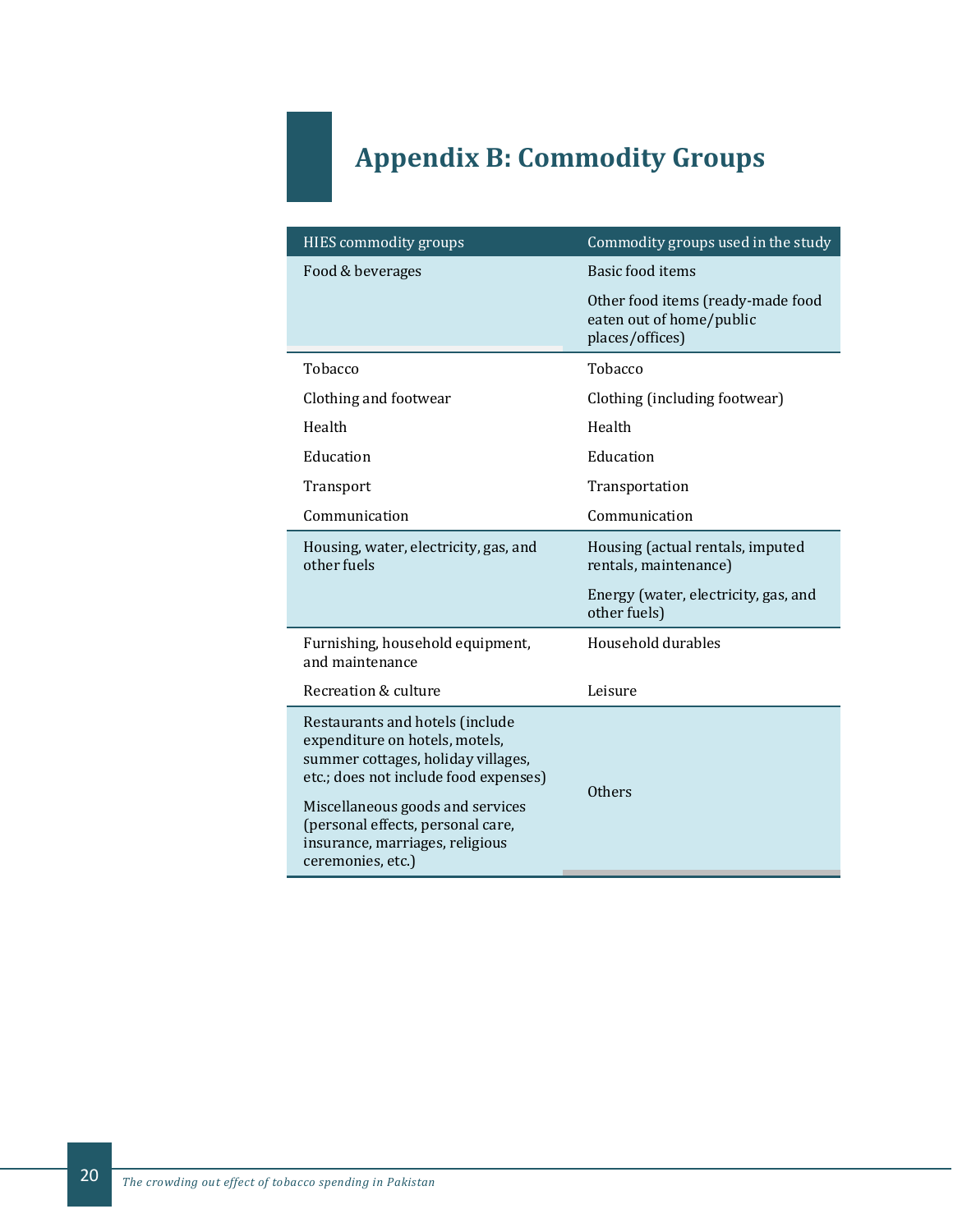# Appendix B: Commodity Groups

| HIES commodity groups | Commodity groups used in the study |
|---|---|
| Food & beverages | Basic food items |
| | Other food items (ready-made food eaten out of home/public places/offices) |
| Tobacco | Tobacco |
| Clothing and footwear | Clothing (including footwear) |
| Health | Health |
| Education | Education |
| Transport | Transportation |
| Communication | Communication |
| Housing, water, electricity, gas, and other fuels | Housing (actual rentals, imputed rentals, maintenance) |
| | Energy (water, electricity, gas, and other fuels) |
| Furnishing, household equipment, and maintenance | Household durables |
| Recreation & culture | Leisure |
| Restaurants and hotels (include expenditure on hotels, motels, summer cottages, holiday villages, etc.; does not include food expenses) | Others |
| Miscellaneous goods and services (personal effects, personal care, insurance, marriages, religious ceremonies, etc.) | |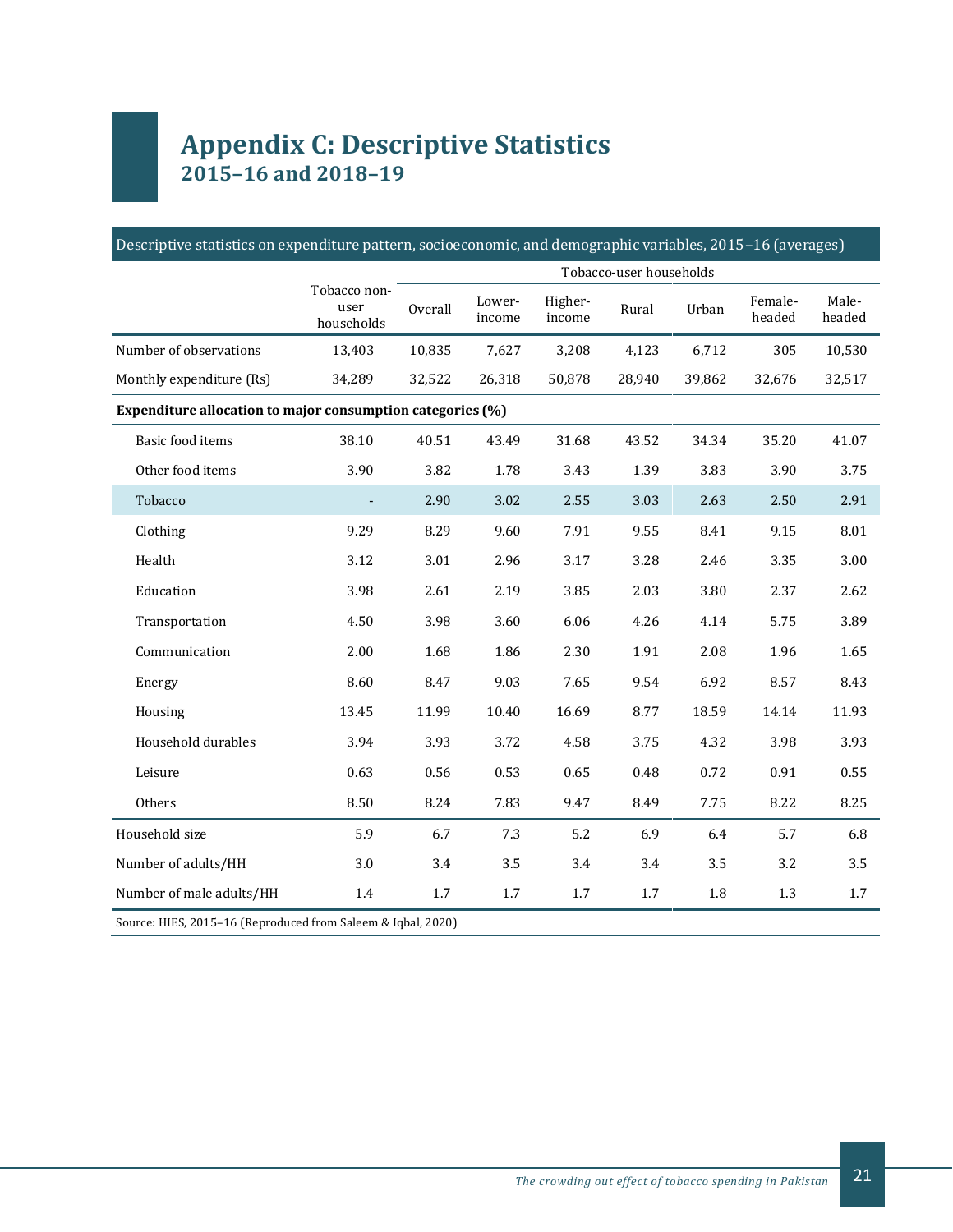# Appendix C: Descriptive Statistics

## 2015–16 and 2018–19

Descriptive statistics on expenditure pattern, socioeconomic, and demographic variables, 2015–16 (averages)

| | Tobacco non-user households | Tobacco-user households | | | | | | |
|---|---|---|---|---|---|---|---|---|
| | | Overall | Lower-income | Higher-income | Rural | Urban | Female-headed | Male-headed |
| Number of observations | 13,403 | 10,835 | 7,627 | 3,208 | 4,123 | 6,712 | 305 | 10,530 |
| Monthly expenditure (Rs) | 34,289 | 32,522 | 26,318 | 50,878 | 28,940 | 39,862 | 32,676 | 32,517 |
| **Expenditure allocation to major consumption categories (%)** | | | | | | | | |
| Basic food items | 38.10 | 40.51 | 43.49 | 31.68 | 43.52 | 34.34 | 35.20 | 41.07 |
| Other food items | 3.90 | 3.82 | 1.78 | 3.43 | 1.39 | 3.83 | 3.90 | 3.75 |
| Tobacco | - | 2.90 | 3.02 | 2.55 | 3.03 | 2.63 | 2.50 | 2.91 |
| Clothing | 9.29 | 8.29 | 9.60 | 7.91 | 9.55 | 8.41 | 9.15 | 8.01 |
| Health | 3.12 | 3.01 | 2.96 | 3.17 | 3.28 | 2.46 | 3.35 | 3.00 |
| Education | 3.98 | 2.61 | 2.19 | 3.85 | 2.03 | 3.80 | 2.37 | 2.62 |
| Transportation | 4.50 | 3.98 | 3.60 | 6.06 | 4.26 | 4.14 | 5.75 | 3.89 |
| Communication | 2.00 | 1.68 | 1.86 | 2.30 | 1.91 | 2.08 | 1.96 | 1.65 |
| Energy | 8.60 | 8.47 | 9.03 | 7.65 | 9.54 | 6.92 | 8.57 | 8.43 |
| Housing | 13.45 | 11.99 | 10.40 | 16.69 | 8.77 | 18.59 | 14.14 | 11.93 |
| Household durables | 3.94 | 3.93 | 3.72 | 4.58 | 3.75 | 4.32 | 3.98 | 3.93 |
| Leisure | 0.63 | 0.56 | 0.53 | 0.65 | 0.48 | 0.72 | 0.91 | 0.55 |
| Others | 8.50 | 8.24 | 7.83 | 9.47 | 8.49 | 7.75 | 8.22 | 8.25 |
| Household size | 5.9 | 6.7 | 7.3 | 5.2 | 6.9 | 6.4 | 5.7 | 6.8 |
| Number of adults/HH | 3.0 | 3.4 | 3.5 | 3.4 | 3.4 | 3.5 | 3.2 | 3.5 |
| Number of male adults/HH | 1.4 | 1.7 | 1.7 | 1.7 | 1.7 | 1.8 | 1.3 | 1.7 |

Source: HIES, 2015–16 (Reproduced from Saleem & Iqbal, 2020)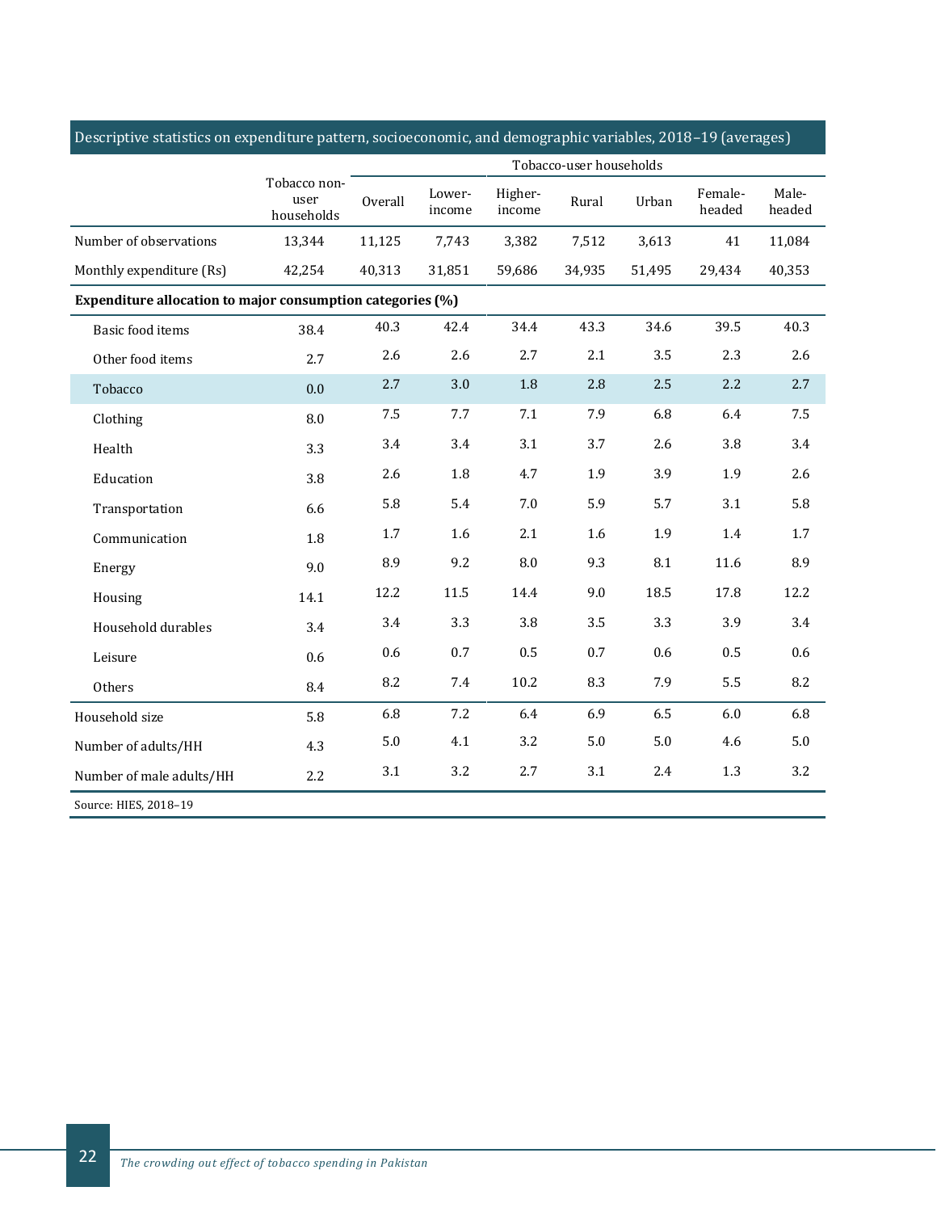Descriptive statistics on expenditure pattern, socioeconomic, and demographic variables, 2018–19 (averages)

| | Tobacco non-user households | Tobacco-user households | | | | | | |
|---|---|---|---|---|---|---|---|---|
| | | Overall | Lower-income | Higher-income | Rural | Urban | Female-headed | Male-headed |
| Number of observations | 13,344 | 11,125 | 7,743 | 3,382 | 7,512 | 3,613 | 41 | 11,084 |
| Monthly expenditure (Rs) | 42,254 | 40,313 | 31,851 | 59,686 | 34,935 | 51,495 | 29,434 | 40,353 |
| **Expenditure allocation to major consumption categories (%)** | | | | | | | | |
| Basic food items | 38.4 | 40.3 | 42.4 | 34.4 | 43.3 | 34.6 | 39.5 | 40.3 |
| Other food items | 2.7 | 2.6 | 2.6 | 2.7 | 2.1 | 3.5 | 2.3 | 2.6 |
| Tobacco | 0.0 | 2.7 | 3.0 | 1.8 | 2.8 | 2.5 | 2.2 | 2.7 |
| Clothing | 8.0 | 7.5 | 7.7 | 7.1 | 7.9 | 6.8 | 6.4 | 7.5 |
| Health | 3.3 | 3.4 | 3.4 | 3.1 | 3.7 | 2.6 | 3.8 | 3.4 |
| Education | 3.8 | 2.6 | 1.8 | 4.7 | 1.9 | 3.9 | 1.9 | 2.6 |
| Transportation | 6.6 | 5.8 | 5.4 | 7.0 | 5.9 | 5.7 | 3.1 | 5.8 |
| Communication | 1.8 | 1.7 | 1.6 | 2.1 | 1.6 | 1.9 | 1.4 | 1.7 |
| Energy | 9.0 | 8.9 | 9.2 | 8.0 | 9.3 | 8.1 | 11.6 | 8.9 |
| Housing | 14.1 | 12.2 | 11.5 | 14.4 | 9.0 | 18.5 | 17.8 | 12.2 |
| Household durables | 3.4 | 3.4 | 3.3 | 3.8 | 3.5 | 3.3 | 3.9 | 3.4 |
| Leisure | 0.6 | 0.6 | 0.7 | 0.5 | 0.7 | 0.6 | 0.5 | 0.6 |
| Others | 8.4 | 8.2 | 7.4 | 10.2 | 8.3 | 7.9 | 5.5 | 8.2 |
| Household size | 5.8 | 6.8 | 7.2 | 6.4 | 6.9 | 6.5 | 6.0 | 6.8 |
| Number of adults/HH | 4.3 | 5.0 | 4.1 | 3.2 | 5.0 | 5.0 | 4.6 | 5.0 |
| Number of male adults/HH | 2.2 | 3.1 | 3.2 | 2.7 | 3.1 | 2.4 | 1.3 | 3.2 |

Source: HIES, 2018–19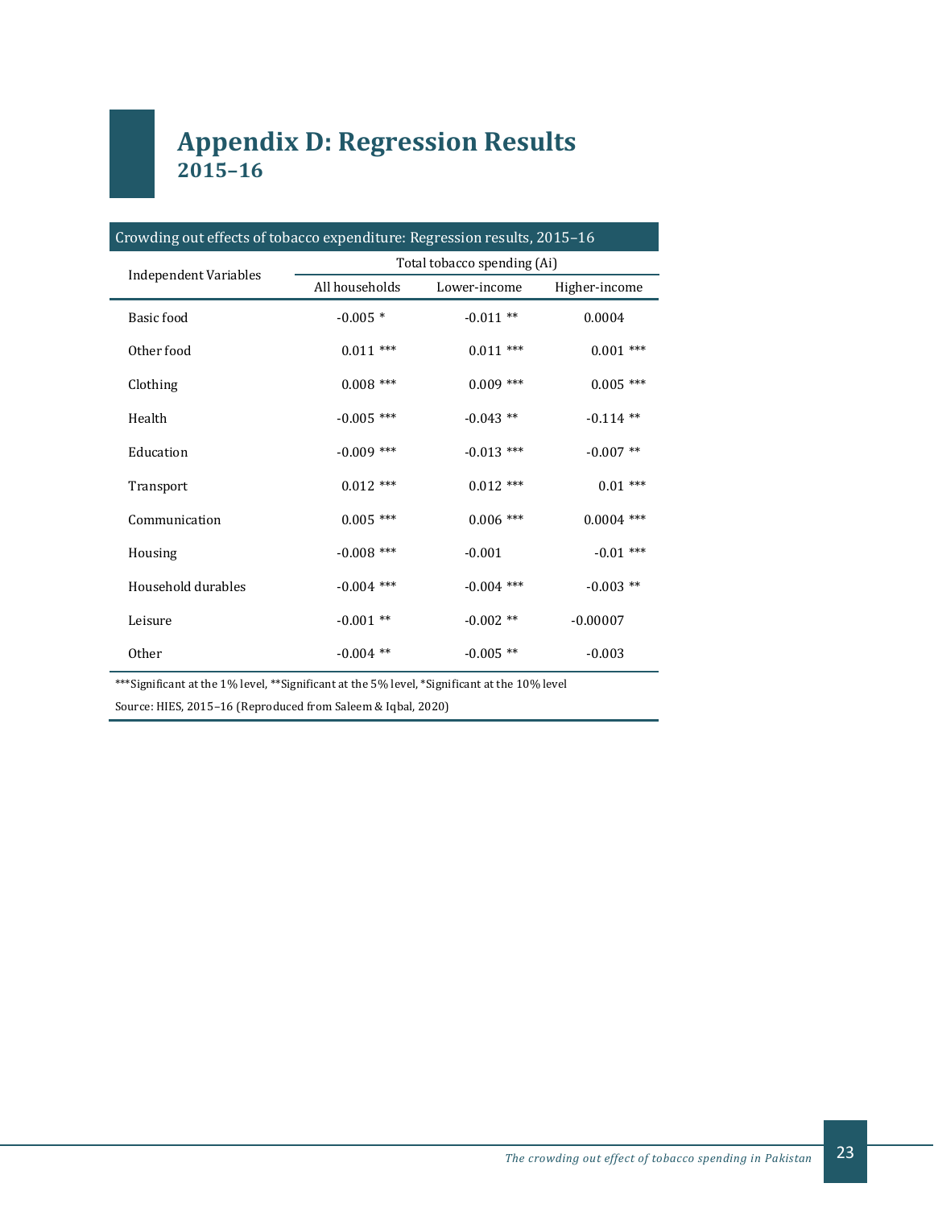# Appendix D: Regression Results

## 2015–16

Crowding out effects of tobacco expenditure: Regression results, 2015–16

| Independent Variables | Total tobacco spending (Ai) | | |
|---|---|---|---|
| | All households | Lower-income | Higher-income |
| Basic food | -0.005 * | -0.011 ** | 0.0004 |
| Other food | 0.011 *** | 0.011 *** | 0.001 *** |
| Clothing | 0.008 *** | 0.009 *** | 0.005 *** |
| Health | -0.005 *** | -0.043 ** | -0.114 ** |
| Education | -0.009 *** | -0.013 *** | -0.007 ** |
| Transport | 0.012 *** | 0.012 *** | 0.01 *** |
| Communication | 0.005 *** | 0.006 *** | 0.0004 *** |
| Housing | -0.008 *** | -0.001 | -0.01 *** |
| Household durables | -0.004 *** | -0.004 *** | -0.003 ** |
| Leisure | -0.001 ** | -0.002 ** | -0.00007 |
| Other | -0.004 ** | -0.005 ** | -0.003 |

***Significant at the 1% level, **Significant at the 5% level, *Significant at the 10% level

Source: HIES, 2015–16 (Reproduced from Saleem & Iqbal, 2020)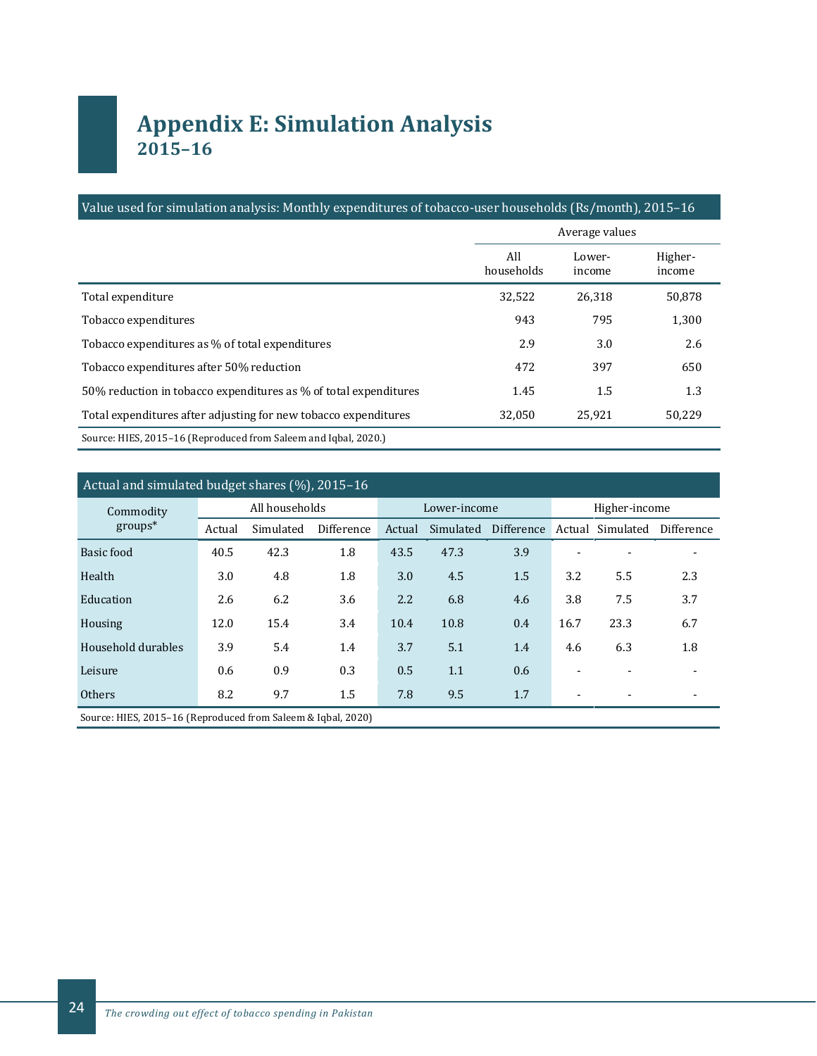# Appendix E: Simulation Analysis

## 2015–16

Value used for simulation analysis: Monthly expenditures of tobacco-user households (Rs/month), 2015–16

| | Average values | | |
|---|---|---|---|
| | All households | Lower-income | Higher-income |
| Total expenditure | 32,522 | 26,318 | 50,878 |
| Tobacco expenditures | 943 | 795 | 1,300 |
| Tobacco expenditures as % of total expenditures | 2.9 | 3.0 | 2.6 |
| Tobacco expenditures after 50% reduction | 472 | 397 | 650 |
| 50% reduction in tobacco expenditures as % of total expenditures | 1.45 | 1.5 | 1.3 |
| Total expenditures after adjusting for new tobacco expenditures | 32,050 | 25,921 | 50,229 |

Source: HIES, 2015–16 (Reproduced from Saleem and Iqbal, 2020.)

Actual and simulated budget shares (%), 2015–16

| Commodity groups* | All households | | | Lower-income | | | Higher-income | | |
|---|---|---|---|---|---|---|---|---|---|
| | Actual | Simulated | Difference | Actual | Simulated | Difference | Actual | Simulated | Difference |
| Basic food | 40.5 | 42.3 | 1.8 | 43.5 | 47.3 | 3.9 | - | - | - |
| Health | 3.0 | 4.8 | 1.8 | 3.0 | 4.5 | 1.5 | 3.2 | 5.5 | 2.3 |
| Education | 2.6 | 6.2 | 3.6 | 2.2 | 6.8 | 4.6 | 3.8 | 7.5 | 3.7 |
| Housing | 12.0 | 15.4 | 3.4 | 10.4 | 10.8 | 0.4 | 16.7 | 23.3 | 6.7 |
| Household durables | 3.9 | 5.4 | 1.4 | 3.7 | 5.1 | 1.4 | 4.6 | 6.3 | 1.8 |
| Leisure | 0.6 | 0.9 | 0.3 | 0.5 | 1.1 | 0.6 | - | - | - |
| Others | 8.2 | 9.7 | 1.5 | 7.8 | 9.5 | 1.7 | - | - | - |

Source: HIES, 2015–16 (Reproduced from Saleem & Iqbal, 2020)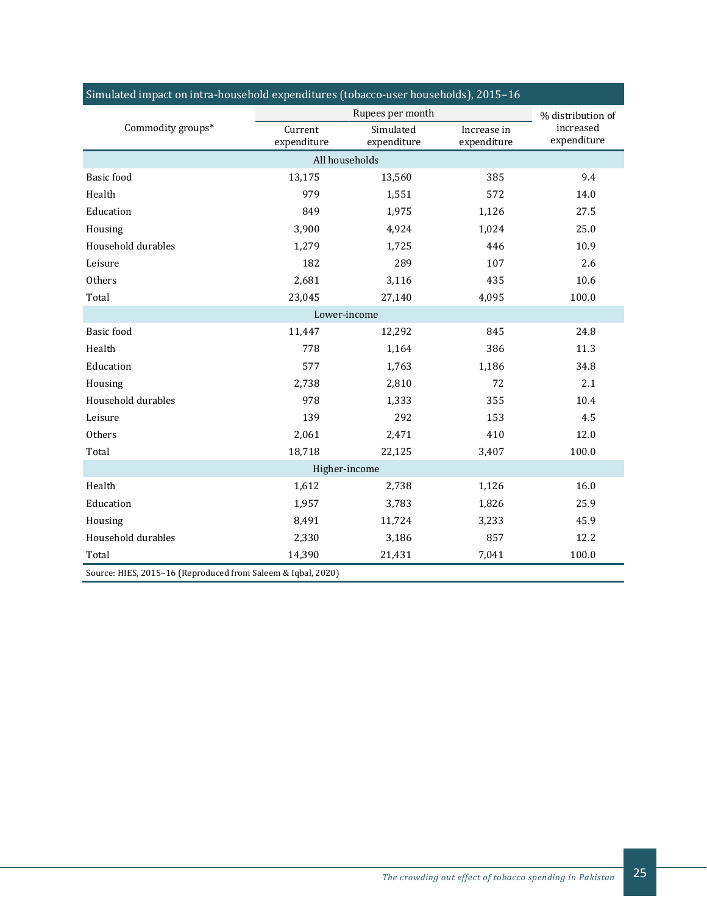Simulated impact on intra-household expenditures (tobacco-user households), 2015–16

| Commodity groups* | Rupees per month | | | % distribution of increased expenditure |
|---|---|---|---|---|
| | Current expenditure | Simulated expenditure | Increase in expenditure | |
| **All households** | | | | |
| Basic food | 13,175 | 13,560 | 385 | 9.4 |
| Health | 979 | 1,551 | 572 | 14.0 |
| Education | 849 | 1,975 | 1,126 | 27.5 |
| Housing | 3,900 | 4,924 | 1,024 | 25.0 |
| Household durables | 1,279 | 1,725 | 446 | 10.9 |
| Leisure | 182 | 289 | 107 | 2.6 |
| Others | 2,681 | 3,116 | 435 | 10.6 |
| Total | 23,045 | 27,140 | 4,095 | 100.0 |
| **Lower-income** | | | | |
| Basic food | 11,447 | 12,292 | 845 | 24.8 |
| Health | 778 | 1,164 | 386 | 11.3 |
| Education | 577 | 1,763 | 1,186 | 34.8 |
| Housing | 2,738 | 2,810 | 72 | 2.1 |
| Household durables | 978 | 1,333 | 355 | 10.4 |
| Leisure | 139 | 292 | 153 | 4.5 |
| Others | 2,061 | 2,471 | 410 | 12.0 |
| Total | 18,718 | 22,125 | 3,407 | 100.0 |
| **Higher-income** | | | | |
| Health | 1,612 | 2,738 | 1,126 | 16.0 |
| Education | 1,957 | 3,783 | 1,826 | 25.9 |
| Housing | 8,491 | 11,724 | 3,233 | 45.9 |
| Household durables | 2,330 | 3,186 | 857 | 12.2 |
| Total | 14,390 | 21,431 | 7,041 | 100.0 |

Source: HIES, 2015–16 (Reproduced from Saleem & Iqbal, 2020)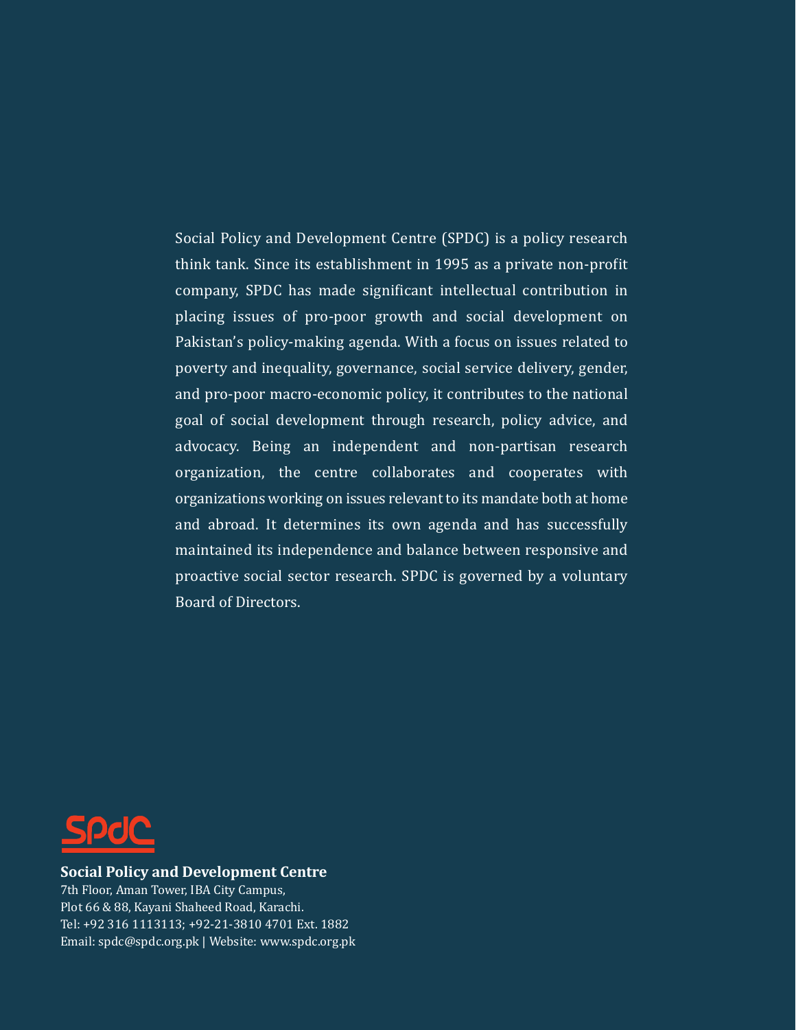Social Policy and Development Centre (SPDC) is a policy research think tank. Since its establishment in 1995 as a private non-profit company, SPDC has made significant intellectual contribution in placing issues of pro-poor growth and social development on Pakistan's policy-making agenda. With a focus on issues related to poverty and inequality, governance, social service delivery, gender, and pro-poor macro-economic policy, it contributes to the national goal of social development through research, policy advice, and advocacy. Being an independent and non-partisan research organization, the centre collaborates and cooperates with organizations working on issues relevant to its mandate both at home and abroad. It determines its own agenda and has successfully maintained its independence and balance between responsive and proactive social sector research. SPDC is governed by a voluntary Board of Directors.

SPDC

**Social Policy and Development Centre**
7th Floor, Aman Tower, IBA City Campus,
Plot 66 & 88, Kayani Shaheed Road, Karachi.
Tel: +92 316 1113113; +92-21-3810 4701 Ext. 1882
Email: spdc@spdc.org.pk | Website: www.spdc.org.pk